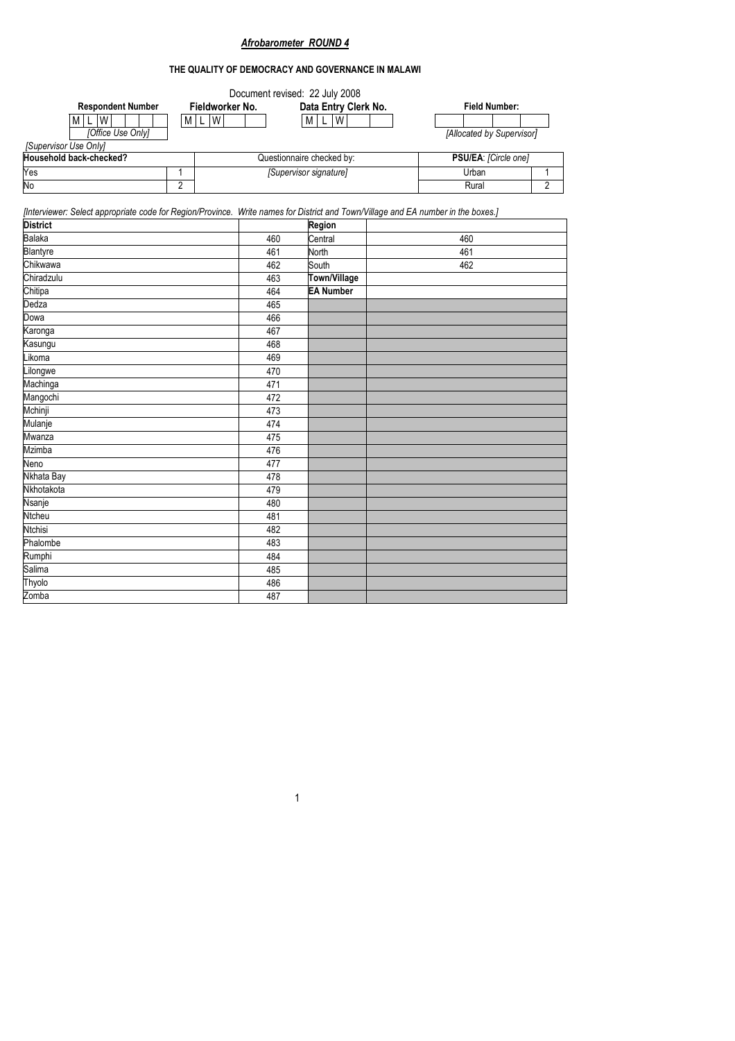***Afrobarometer ROUND 4***

**THE QUALITY OF DEMOCRACY AND GOVERNANCE IN MALAWI**

Document revised: 22 July 2008

| **Respondent Number** | **Fieldworker No.** | **Data Entry Clerk No.** | **Field Number:** |
|---|---|---|---|
| M L W | M L W | M L W | |
| *[Office Use Only]* | | | *[Allocated by Supervisor]* |

*[Supervisor Use Only]*

| **Household back-checked?** | | Questionnaire checked by: | **PSU/EA**: *[Circle one]* | |
|---|---|---|---|---|
| Yes | 1 | *[Supervisor signature]* | Urban | 1 |
| No | 2 | | Rural | 2 |

*[Interviewer: Select appropriate code for Region/Province. Write names for District and Town/Village and EA number in the boxes.]*

| **District** | | **Region** | |
|---|---|---|---|
| Balaka | 460 | Central | 460 |
| Blantyre | 461 | North | 461 |
| Chikwawa | 462 | South | 462 |
| Chiradzulu | 463 | **Town/Village** | |
| Chitipa | 464 | **EA Number** | |
| Dedza | 465 | | |
| Dowa | 466 | | |
| Karonga | 467 | | |
| Kasungu | 468 | | |
| Likoma | 469 | | |
| Lilongwe | 470 | | |
| Machinga | 471 | | |
| Mangochi | 472 | | |
| Mchinji | 473 | | |
| Mulanje | 474 | | |
| Mwanza | 475 | | |
| Mzimba | 476 | | |
| Neno | 477 | | |
| Nkhata Bay | 478 | | |
| Nkhotakota | 479 | | |
| Nsanje | 480 | | |
| Ntcheu | 481 | | |
| Ntchisi | 482 | | |
| Phalombe | 483 | | |
| Rumphi | 484 | | |
| Salima | 485 | | |
| Thyolo | 486 | | |
| Zomba | 487 | | |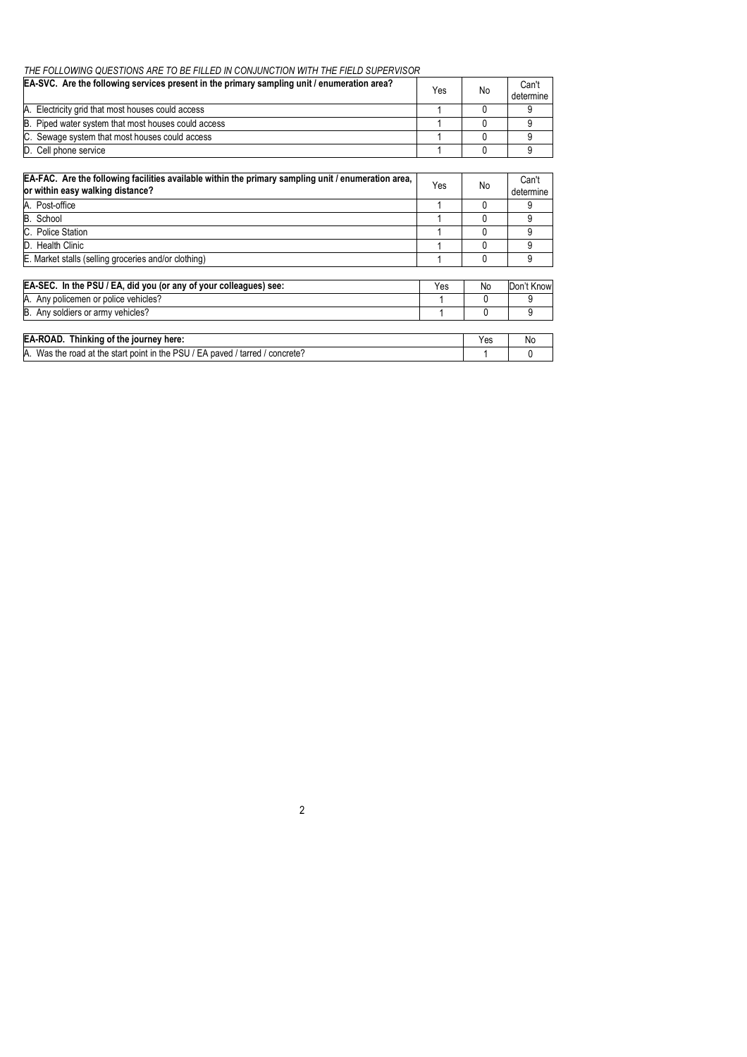*THE FOLLOWING QUESTIONS ARE TO BE FILLED IN CONJUNCTION WITH THE FIELD SUPERVISOR*

| **EA-SVC. Are the following services present in the primary sampling unit / enumeration area?** | Yes | No | Can't determine |
|---|---|---|---|
| A. Electricity grid that most houses could access | 1 | 0 | 9 |
| B. Piped water system that most houses could access | 1 | 0 | 9 |
| C. Sewage system that most houses could access | 1 | 0 | 9 |
| D. Cell phone service | 1 | 0 | 9 |

| **EA-FAC. Are the following facilities available within the primary sampling unit / enumeration area, or within easy walking distance?** | Yes | No | Can't determine |
|---|---|---|---|
| A. Post-office | 1 | 0 | 9 |
| B. School | 1 | 0 | 9 |
| C. Police Station | 1 | 0 | 9 |
| D. Health Clinic | 1 | 0 | 9 |
| E. Market stalls (selling groceries and/or clothing) | 1 | 0 | 9 |

| **EA-SEC. In the PSU / EA, did you (or any of your colleagues) see:** | Yes | No | Don't Know |
|---|---|---|---|
| A. Any policemen or police vehicles? | 1 | 0 | 9 |
| B. Any soldiers or army vehicles? | 1 | 0 | 9 |

| **EA-ROAD. Thinking of the journey here:** | Yes | No |
|---|---|---|
| A. Was the road at the start point in the PSU / EA paved / tarred / concrete? | 1 | 0 |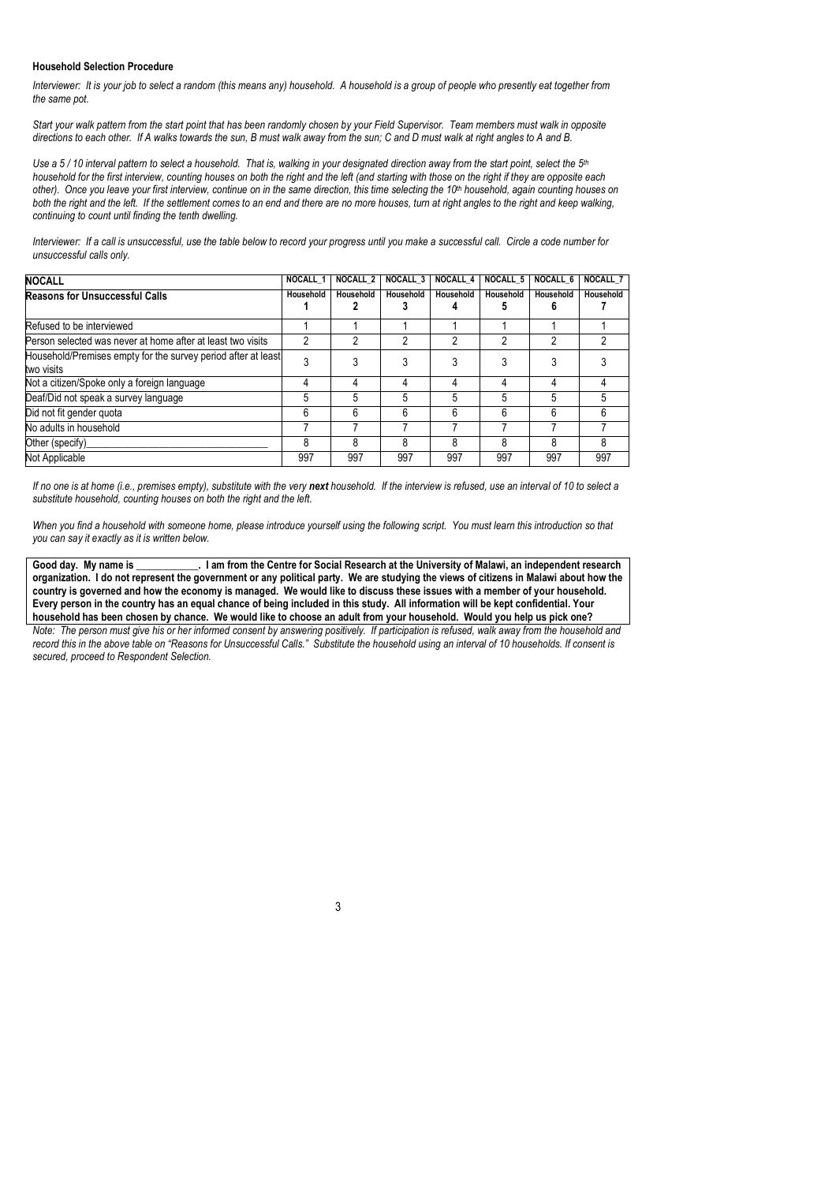**Household Selection Procedure**

*Interviewer: It is your job to select a random (this means any) household. A household is a group of people who presently eat together from the same pot.*

*Start your walk pattern from the start point that has been randomly chosen by your Field Supervisor. Team members must walk in opposite directions to each other. If A walks towards the sun, B must walk away from the sun; C and D must walk at right angles to A and B.*

*Use a 5 / 10 interval pattern to select a household. That is, walking in your designated direction away from the start point, select the 5th household for the first interview, counting houses on both the right and the left (and starting with those on the right if they are opposite each other). Once you leave your first interview, continue on in the same direction, this time selecting the 10th household, again counting houses on both the right and the left. If the settlement comes to an end and there are no more houses, turn at right angles to the right and keep walking, continuing to count until finding the tenth dwelling.*

*Interviewer: If a call is unsuccessful, use the table below to record your progress until you make a successful call. Circle a code number for unsuccessful calls only.*

| **NOCALL** | **NOCALL_1** | **NOCALL_2** | **NOCALL_3** | **NOCALL_4** | **NOCALL_5** | **NOCALL_6** | **NOCALL_7** |
|---|---|---|---|---|---|---|---|
| **Reasons for Unsuccessful Calls** | **Household 1** | **Household 2** | **Household 3** | **Household 4** | **Household 5** | **Household 6** | **Household 7** |
| Refused to be interviewed | 1 | 1 | 1 | 1 | 1 | 1 | 1 |
| Person selected was never at home after at least two visits | 2 | 2 | 2 | 2 | 2 | 2 | 2 |
| Household/Premises empty for the survey period after at least two visits | 3 | 3 | 3 | 3 | 3 | 3 | 3 |
| Not a citizen/Spoke only a foreign language | 4 | 4 | 4 | 4 | 4 | 4 | 4 |
| Deaf/Did not speak a survey language | 5 | 5 | 5 | 5 | 5 | 5 | 5 |
| Did not fit gender quota | 6 | 6 | 6 | 6 | 6 | 6 | 6 |
| No adults in household | 7 | 7 | 7 | 7 | 7 | 7 | 7 |
| Other (specify)________________________________ | 8 | 8 | 8 | 8 | 8 | 8 | 8 |
| Not Applicable | 997 | 997 | 997 | 997 | 997 | 997 | 997 |

*If no one is at home (i.e., premises empty), substitute with the very* ***next*** *household. If the interview is refused, use an interval of 10 to select a substitute household, counting houses on both the right and the left.*

*When you find a household with someone home, please introduce yourself using the following script. You must learn this introduction so that you can say it exactly as it is written below.*

**Good day. My name is ___________. I am from the Centre for Social Research at the University of Malawi, an independent research organization. I do not represent the government or any political party. We are studying the views of citizens in Malawi about how the country is governed and how the economy is managed. We would like to discuss these issues with a member of your household. Every person in the country has an equal chance of being included in this study. All information will be kept confidential. Your household has been chosen by chance. We would like to choose an adult from your household. Would you help us pick one?**

*Note: The person must give his or her informed consent by answering positively. If participation is refused, walk away from the household and record this in the above table on "Reasons for Unsuccessful Calls." Substitute the household using an interval of 10 households. If consent is secured, proceed to Respondent Selection.*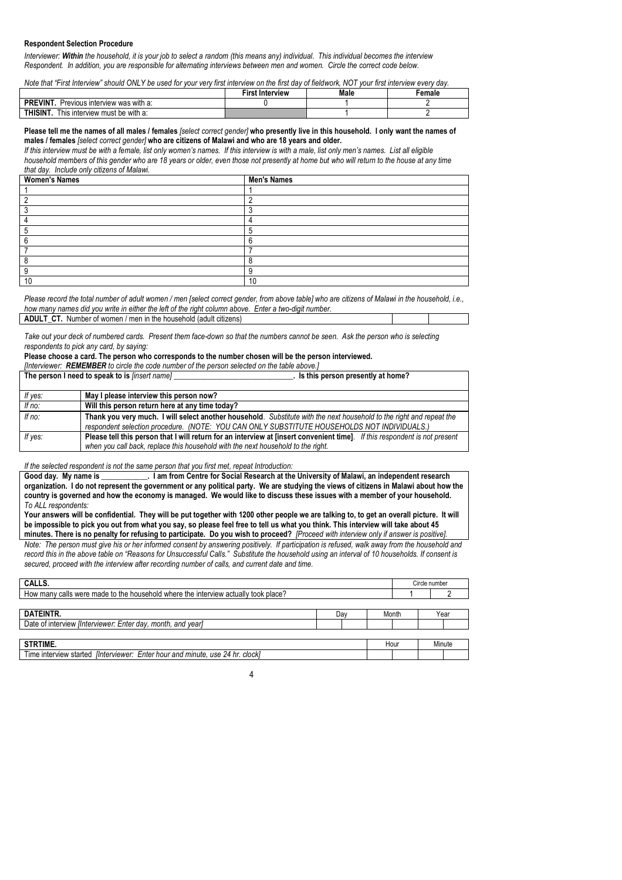**Respondent Selection Procedure**

*Interviewer: **Within** the household, it is your job to select a random (this means any) individual. This individual becomes the interview Respondent. In addition, you are responsible for alternating interviews between men and women. Circle the correct code below.*

*Note that "First Interview" should ONLY be used for your very first interview on the first day of fieldwork, NOT your first interview every day.*

| | First Interview | Male | Female |
|---|---|---|---|
| **PREVINT.** Previous interview was with a: | 0 | 1 | 2 |
| **THISINT.** This interview must be with a: | | 1 | 2 |

**Please tell me the names of all males / females** *[select correct gender]* **who presently live in this household. I only want the names of males / females** *[select correct gender]* **who are citizens of Malawi and who are 18 years and older.**

*If this interview must be with a female, list only women's names. If this interview is with a male, list only men's names. List all eligible household members of this gender who are 18 years or older, even those not presently at home but who will return to the house at any time that day. Include only citizens of Malawi.*

| Women's Names | Men's Names |
|---|---|
| 1 | 1 |
| 2 | 2 |
| 3 | 3 |
| 4 | 4 |
| 5 | 5 |
| 6 | 6 |
| 7 | 7 |
| 8 | 8 |
| 9 | 9 |
| 10 | 10 |

*Please record the total number of adult women / men [select correct gender, from above table] who are citizens of Malawi in the household, i.e., how many names did you write in either the left of the right column above. Enter a two-digit number.*

| **ADULT_CT.** Number of women / men in the household (adult citizens) | | |
|---|---|---|

*Take out your deck of numbered cards. Present them face-down so that the numbers cannot be seen. Ask the person who is selecting respondents to pick any card, by saying:*

**Please choose a card. The person who corresponds to the number chosen will be the person interviewed.**

*[Interviewer: **REMEMBER** to circle the code number of the person selected on the table above.]*

| **The person I need to speak to is** *[insert name]* ______________________________. **Is this person presently at home?** | |
|---|---|
| *If yes:* | **May I please interview this person now?** |
| *If no:* | **Will this person return here at any time today?** |
| *If no:* | **Thank you very much. I will select another household**. *Substitute with the next household to the right and repeat the respondent selection procedure. (NOTE: YOU CAN ONLY SUBSTITUTE HOUSEHOLDS NOT INDIVIDUALS.)* |
| *If yes:* | **Please tell this person that I will return for an interview at [insert convenient time]**. *If this respondent is not present when you call back, replace this household with the next household to the right.* |

*If the selected respondent is not the same person that you first met, repeat Introduction:*

**Good day. My name is ____________. I am from Centre for Social Research at the University of Malawi, an independent research organization. I do not represent the government or any political party. We are studying the views of citizens in Malawi about how the country is governed and how the economy is managed. We would like to discuss these issues with a member of your household.**

*To ALL respondents:*

**Your answers will be confidential. They will be put together with 1200 other people we are talking to, to get an overall picture. It will be impossible to pick you out from what you say, so please feel free to tell us what you think. This interview will take about 45 minutes. There is no penalty for refusing to participate. Do you wish to proceed?** *[Proceed with interview only if answer is positive].*

*Note: The person must give his or her informed consent by answering positively. If participation is refused, walk away from the household and record this in the above table on "Reasons for Unsuccessful Calls." Substitute the household using an interval of 10 households. If consent is secured, proceed with the interview after recording number of calls, and current date and time.*

| **CALLS.** | Circle number | |
|---|---|---|
| How many calls were made to the household where the interview actually took place? | 1 | 2 |

| **DATEINTR.** | Day | | Month | | Year | |
|---|---|---|---|---|---|---|
| Date of interview *[Interviewer: Enter day, month, and year]* | | | | | | |

| **STRTIME.** | Hour | | Minute | |
|---|---|---|---|---|
| Time interview started *[Interviewer: Enter hour and minute, use 24 hr. clock]* | | | | |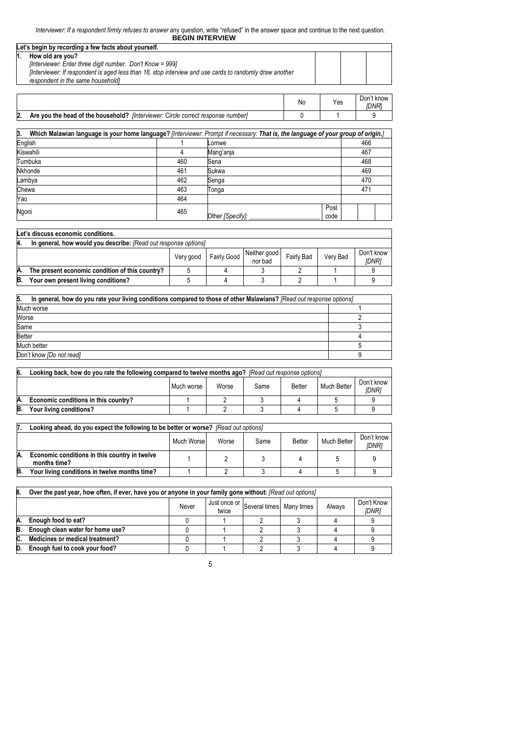*Interviewer: If a respondent firmly refuses to answer* any question, write "refused" in the answer space and continue to the next question.

**BEGIN INTERVIEW**

**Let's begin by recording a few facts about yourself.**

| | | | |
|---|---|---|---|
| **1. How old are you?** *[Interviewer: Enter three digit number. Don't Know = 999]* *[Interviewer: If respondent is aged less than 18, stop interview and use cards to randomly draw another respondent in the same household]* | | | |

| | No | Yes | Don't know *[DNR]* |
|---|---|---|---|
| **2. Are you the head of the household?** *[Interviewer: Circle correct response number]* | 0 | 1 | 9 |

| **3. Which Malawian language is your home language?** *[Interviewer: Prompt if necessary: **That is, the language of your group of origin.**]* | | | | |
|---|---|---|---|---|
| English | 1 | Lomwe | | 466 |
| Kiswahili | 4 | Mang'anja | | 467 |
| Tumbuka | 460 | Sena | | 468 |
| Nkhonde | 461 | Sukwa | | 469 |
| Lambya | 462 | Senga | | 470 |
| Chewa | 463 | Tonga | | 471 |
| Yao | 464 | | | |
| Ngoni | 465 | Other *[Specify]*: ___________________ | Post code | |

**Let's discuss economic conditions.**

| **4. In general, how would you describe:** *[Read out response options]* | Very good | Fairly Good | Neither good nor bad | Fairly Bad | Very Bad | Don't know *[DNR]* |
|---|---|---|---|---|---|---|
| **A. The present economic condition of this country?** | 5 | 4 | 3 | 2 | 1 | 9 |
| **B. Your own present living conditions?** | 5 | 4 | 3 | 2 | 1 | 9 |

| **5. In general, how do you rate your living conditions compared to those of other Malawians?** *[Read out response options]* | |
|---|---|
| Much worse | 1 |
| Worse | 2 |
| Same | 3 |
| Better | 4 |
| Much better | 5 |
| Don't know *[Do not read]* | 9 |

| **6. Looking back, how do you rate the following compared to twelve months ago?** *[Read out response options]* | Much worse | Worse | Same | Better | Much Better | Don't know *[DNR]* |
|---|---|---|---|---|---|---|
| **A. Economic conditions in this country?** | 1 | 2 | 3 | 4 | 5 | 9 |
| **B. Your living conditions?** | 1 | 2 | 3 | 4 | 5 | 9 |

| **7. Looking ahead, do you expect the following to be better or worse?** *[Read out options]* | Much Worse | Worse | Same | Better | Much Better | Don't know *[DNR]* |
|---|---|---|---|---|---|---|
| **A. Economic conditions in this country in twelve months time?** | 1 | 2 | 3 | 4 | 5 | 9 |
| **B. Your living conditions in twelve months time?** | 1 | 2 | 3 | 4 | 5 | 9 |

| **8. Over the past year, how often, if ever, have you or anyone in your family gone without:** *[Read out options]* | Never | Just once or twice | Several times | Many times | Always | Don't Know *[DNR]* |
|---|---|---|---|---|---|---|
| **A. Enough food to eat?** | 0 | 1 | 2 | 3 | 4 | 9 |
| **B. Enough clean water for home use?** | 0 | 1 | 2 | 3 | 4 | 9 |
| **C. Medicines or medical treatment?** | 0 | 1 | 2 | 3 | 4 | 9 |
| **D. Enough fuel to cook your food?** | 0 | 1 | 2 | 3 | 4 | 9 |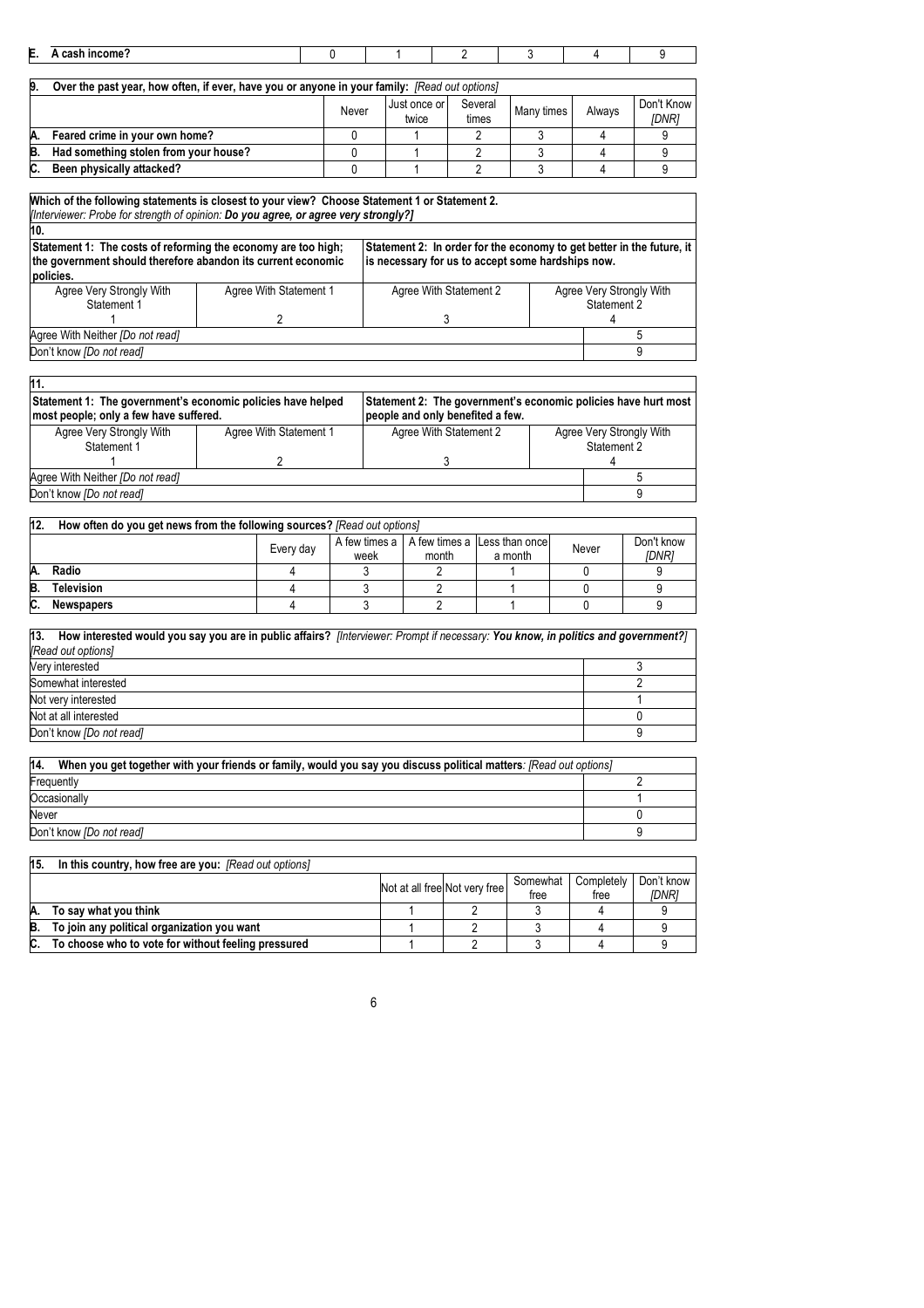| E. A cash income? | 0 | 1 | 2 | 3 | 4 | 9 |
|---|---|---|---|---|---|---|

**9. Over the past year, how often, if ever, have you or anyone in your family:** *[Read out options]*

| | Never | Just once or twice | Several times | Many times | Always | Don't Know *[DNR]* |
|---|---|---|---|---|---|---|
| **A. Feared crime in your own home?** | 0 | 1 | 2 | 3 | 4 | 9 |
| **B. Had something stolen from your house?** | 0 | 1 | 2 | 3 | 4 | 9 |
| **C. Been physically attacked?** | 0 | 1 | 2 | 3 | 4 | 9 |

**Which of the following statements is closest to your view? Choose Statement 1 or Statement 2.**
*[Interviewer: Probe for strength of opinion:* ***Do you agree, or agree very strongly?]***

**10.**

| **Statement 1: The costs of reforming the economy are too high; the government should therefore abandon its current economic policies.** | | **Statement 2: In order for the economy to get better in the future, it is necessary for us to accept some hardships now.** | |
|---|---|---|---|
| Agree Very Strongly With Statement 1 | Agree With Statement 1 | Agree With Statement 2 | Agree Very Strongly With Statement 2 |
| 1 | 2 | 3 | 4 |
| Agree With Neither *[Do not read]* | | | 5 |
| Don't know *[Do not read]* | | | 9 |

**11.**

| **Statement 1: The government's economic policies have helped most people; only a few have suffered.** | | **Statement 2: The government's economic policies have hurt most people and only benefited a few.** | |
|---|---|---|---|
| Agree Very Strongly With Statement 1 | Agree With Statement 1 | Agree With Statement 2 | Agree Very Strongly With Statement 2 |
| 1 | 2 | 3 | 4 |
| Agree With Neither *[Do not read]* | | | 5 |
| Don't know *[Do not read]* | | | 9 |

**12. How often do you get news from the following sources?** *[Read out options]*

| | Every day | A few times a week | A few times a month | Less than once a month | Never | Don't know *[DNR]* |
|---|---|---|---|---|---|---|
| **A. Radio** | 4 | 3 | 2 | 1 | 0 | 9 |
| **B. Television** | 4 | 3 | 2 | 1 | 0 | 9 |
| **C. Newspapers** | 4 | 3 | 2 | 1 | 0 | 9 |

**13. How interested would you say you are in public affairs?** *[Interviewer: Prompt if necessary:* ***You know, in politics and government?]*** *[Read out options]*

| | |
|---|---|
| Very interested | 3 |
| Somewhat interested | 2 |
| Not very interested | 1 |
| Not at all interested | 0 |
| Don't know *[Do not read]* | 9 |

**14. When you get together with your friends or family, would you say you discuss political matters**: *[Read out options]*

| | |
|---|---|
| Frequently | 2 |
| Occasionally | 1 |
| Never | 0 |
| Don't know *[Do not read]* | 9 |

**15. In this country, how free are you:** *[Read out options]*

| | Not at all free | Not very free | Somewhat free | Completely free | Don't know *[DNR]* |
|---|---|---|---|---|---|
| **A. To say what you think** | 1 | 2 | 3 | 4 | 9 |
| **B. To join any political organization you want** | 1 | 2 | 3 | 4 | 9 |
| **C. To choose who to vote for without feeling pressured** | 1 | 2 | 3 | 4 | 9 |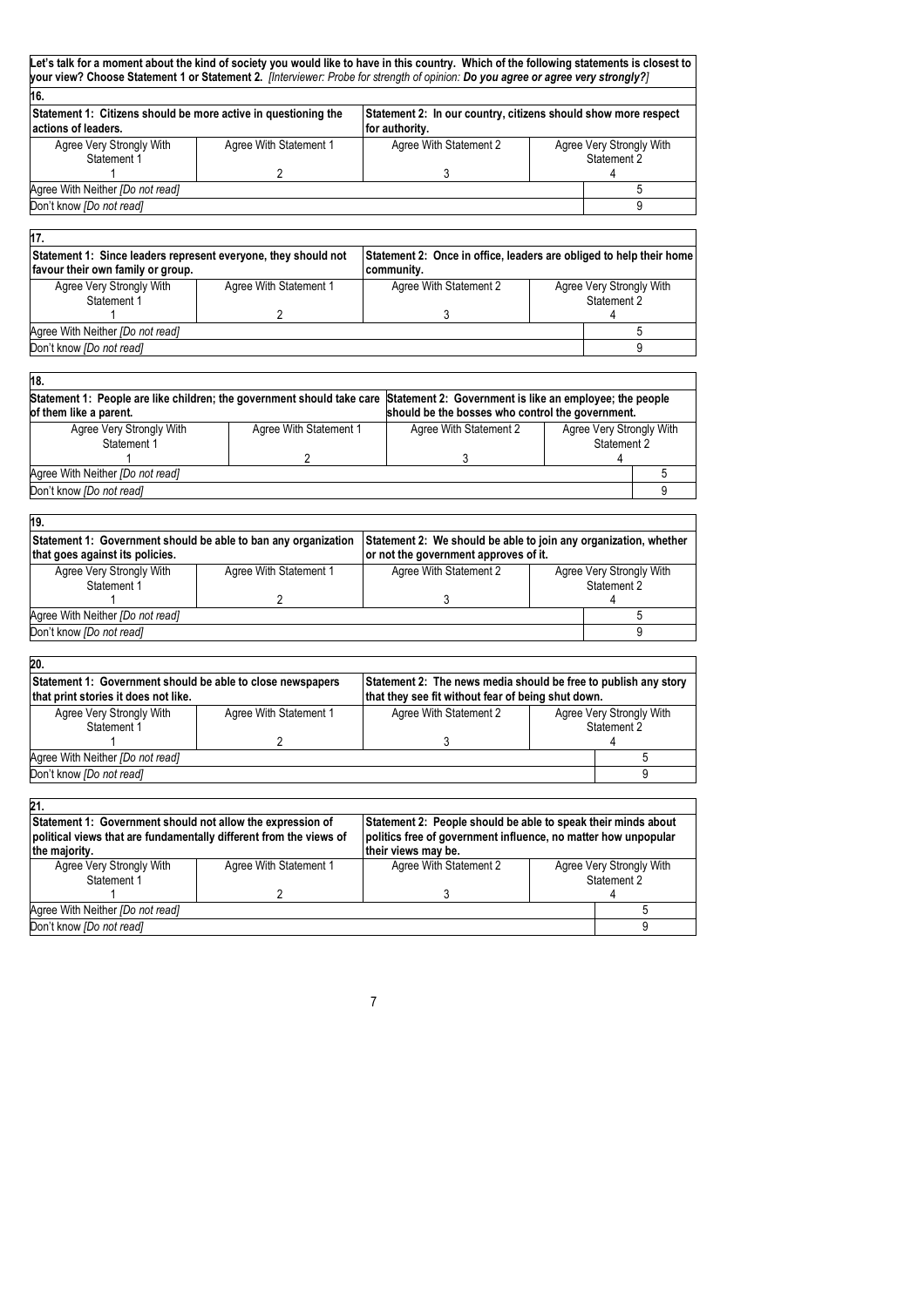**Let's talk for a moment about the kind of society you would like to have in this country. Which of the following statements is closest to your view? Choose Statement 1 or Statement 2.** *[Interviewer: Probe for strength of opinion:* ***Do you agree or agree very strongly?****]*

**16.**

| **Statement 1: Citizens should be more active in questioning the actions of leaders.** | | **Statement 2: In our country, citizens should show more respect for authority.** | |
|---|---|---|---|
| Agree Very Strongly With Statement 1 | Agree With Statement 1 | Agree With Statement 2 | Agree Very Strongly With Statement 2 |
| 1 | 2 | 3 | 4 |
| Agree With Neither *[Do not read]* | | | 5 |
| Don't know *[Do not read]* | | | 9 |

**17.**

| **Statement 1: Since leaders represent everyone, they should not favour their own family or group.** | | **Statement 2: Once in office, leaders are obliged to help their home community.** | |
|---|---|---|---|
| Agree Very Strongly With Statement 1 | Agree With Statement 1 | Agree With Statement 2 | Agree Very Strongly With Statement 2 |
| 1 | 2 | 3 | 4 |
| Agree With Neither *[Do not read]* | | | 5 |
| Don't know *[Do not read]* | | | 9 |

**18.**

| **Statement 1: People are like children; the government should take care of them like a parent.** | | **Statement 2: Government is like an employee; the people should be the bosses who control the government.** | |
|---|---|---|---|
| Agree Very Strongly With Statement 1 | Agree With Statement 1 | Agree With Statement 2 | Agree Very Strongly With Statement 2 |
| 1 | 2 | 3 | 4 |
| Agree With Neither *[Do not read]* | | | 5 |
| Don't know *[Do not read]* | | | 9 |

**19.**

| **Statement 1: Government should be able to ban any organization that goes against its policies.** | | **Statement 2: We should be able to join any organization, whether or not the government approves of it.** | |
|---|---|---|---|
| Agree Very Strongly With Statement 1 | Agree With Statement 1 | Agree With Statement 2 | Agree Very Strongly With Statement 2 |
| 1 | 2 | 3 | 4 |
| Agree With Neither *[Do not read]* | | | 5 |
| Don't know *[Do not read]* | | | 9 |

**20.**

| **Statement 1: Government should be able to close newspapers that print stories it does not like.** | | **Statement 2: The news media should be free to publish any story that they see fit without fear of being shut down.** | |
|---|---|---|---|
| Agree Very Strongly With Statement 1 | Agree With Statement 1 | Agree With Statement 2 | Agree Very Strongly With Statement 2 |
| 1 | 2 | 3 | 4 |
| Agree With Neither *[Do not read]* | | | 5 |
| Don't know *[Do not read]* | | | 9 |

**21.**

| **Statement 1: Government should not allow the expression of political views that are fundamentally different from the views of the majority.** | | **Statement 2: People should be able to speak their minds about politics free of government influence, no matter how unpopular their views may be.** | |
|---|---|---|---|
| Agree Very Strongly With Statement 1 | Agree With Statement 1 | Agree With Statement 2 | Agree Very Strongly With Statement 2 |
| 1 | 2 | 3 | 4 |
| Agree With Neither *[Do not read]* | | | 5 |
| Don't know *[Do not read]* | | | 9 |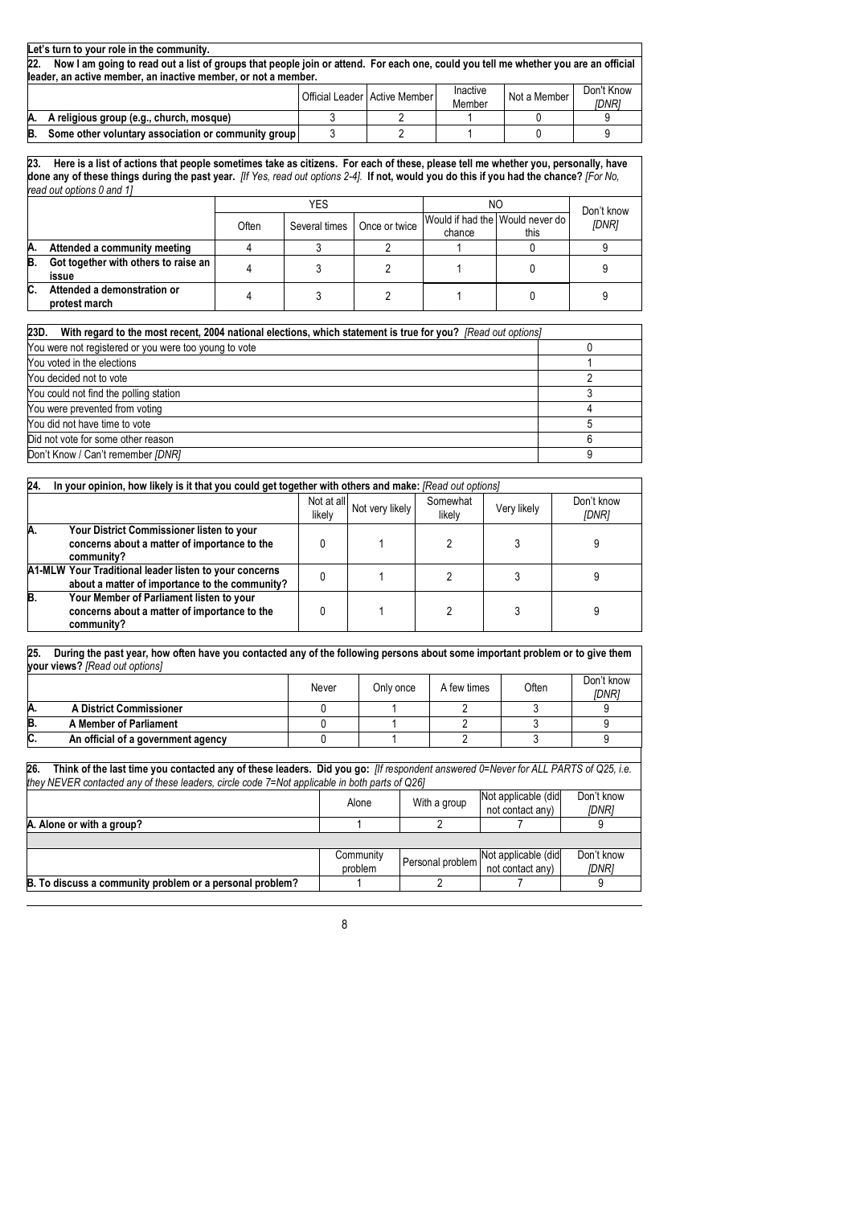**Let's turn to your role in the community.**

**22. Now I am going to read out a list of groups that people join or attend. For each one, could you tell me whether you are an official leader, an active member, an inactive member, or not a member.**

| | Official Leader | Active Member | Inactive Member | Not a Member | Don't Know [DNR] |
|---|---|---|---|---|---|
| **A. A religious group (e.g., church, mosque)** | 3 | 2 | 1 | 0 | 9 |
| **B. Some other voluntary association or community group** | 3 | 2 | 1 | 0 | 9 |

**23. Here is a list of actions that people sometimes take as citizens. For each of these, please tell me whether you, personally, have done any of these things during the past year.** *[If Yes, read out options 2-4].* **If not, would you do this if you had the chance?** *[For No, read out options 0 and 1]*

| | YES | | | NO | | Don't know [DNR] |
|---|---|---|---|---|---|---|
| | Often | Several times | Once or twice | Would if had the chance | Would never do this | |
| **A. Attended a community meeting** | 4 | 3 | 2 | 1 | 0 | 9 |
| **B. Got together with others to raise an issue** | 4 | 3 | 2 | 1 | 0 | 9 |
| **C. Attended a demonstration or protest march** | 4 | 3 | 2 | 1 | 0 | 9 |

**23D. With regard to the most recent, 2004 national elections, which statement is true for you?** *[Read out options]*

| | |
|---|---|
| You were not registered or you were too young to vote | 0 |
| You voted in the elections | 1 |
| You decided not to vote | 2 |
| You could not find the polling station | 3 |
| You were prevented from voting | 4 |
| You did not have time to vote | 5 |
| Did not vote for some other reason | 6 |
| Don't Know / Can't remember *[DNR]* | 9 |

**24. In your opinion, how likely is it that you could get together with others and make:** *[Read out options]*

| | Not at all likely | Not very likely | Somewhat likely | Very likely | Don't know [DNR] |
|---|---|---|---|---|---|
| **A. Your District Commissioner listen to your concerns about a matter of importance to the community?** | 0 | 1 | 2 | 3 | 9 |
| **A1-MLW Your Traditional leader listen to your concerns about a matter of importance to the community?** | 0 | 1 | 2 | 3 | 9 |
| **B. Your Member of Parliament listen to your concerns about a matter of importance to the community?** | 0 | 1 | 2 | 3 | 9 |

**25. During the past year, how often have you contacted any of the following persons about some important problem or to give them your views?** *[Read out options]*

| | Never | Only once | A few times | Often | Don't know [DNR] |
|---|---|---|---|---|---|
| **A. A District Commissioner** | 0 | 1 | 2 | 3 | 9 |
| **B. A Member of Parliament** | 0 | 1 | 2 | 3 | 9 |
| **C. An official of a government agency** | 0 | 1 | 2 | 3 | 9 |

**26. Think of the last time you contacted any of these leaders. Did you go:** *[If respondent answered 0=Never for ALL PARTS of Q25, i.e. they NEVER contacted any of these leaders, circle code 7=Not applicable in both parts of Q26]*

| | Alone | With a group | Not applicable (did not contact any) | Don't know [DNR] |
|---|---|---|---|---|
| **A. Alone or with a group?** | 1 | 2 | 7 | 9 |
| | **Community problem** | **Personal problem** | **Not applicable (did not contact any)** | **Don't know [DNR]** |
| **B. To discuss a community problem or a personal problem?** | 1 | 2 | 7 | 9 |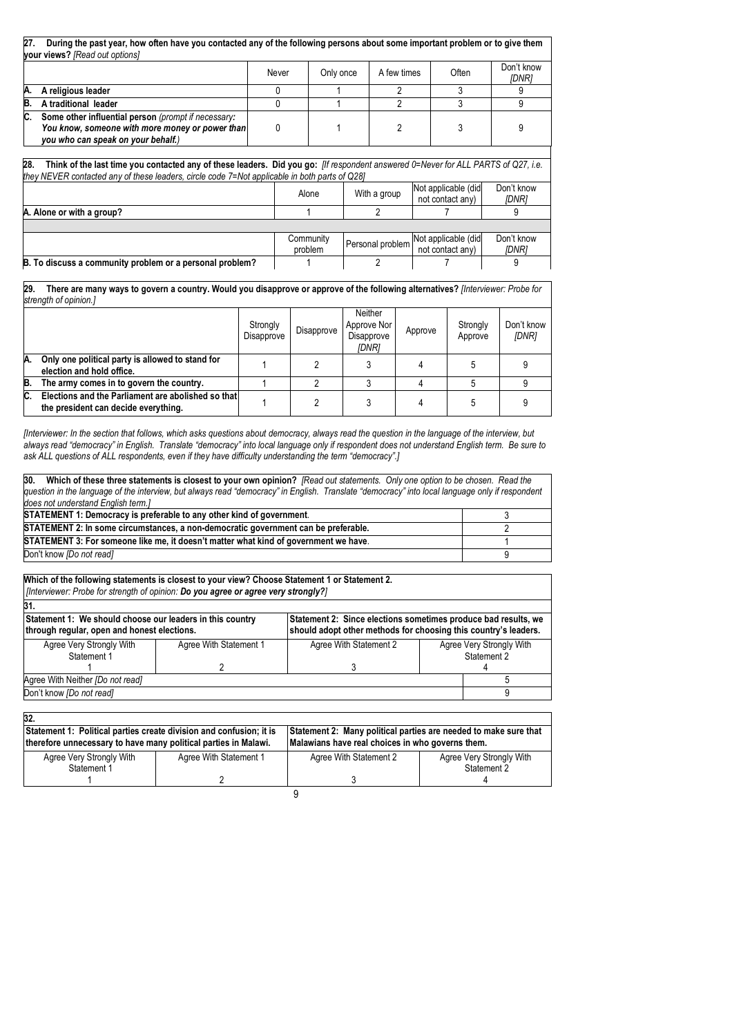**27. During the past year, how often have you contacted any of the following persons about some important problem or to give them your views?** *[Read out options]*

| | Never | Only once | A few times | Often | Don't know *[DNR]* |
|---|---|---|---|---|---|
| **A. A religious leader** | 0 | 1 | 2 | 3 | 9 |
| **B. A traditional leader** | 0 | 1 | 2 | 3 | 9 |
| **C. Some other influential person** *(prompt if necessary: **You know, someone with more money or power than you who can speak on your behalf.**)* | 0 | 1 | 2 | 3 | 9 |

**28. Think of the last time you contacted any of these leaders. Did you go:** *[If respondent answered 0=Never for ALL PARTS of Q27, i.e. they NEVER contacted any of these leaders, circle code 7=Not applicable in both parts of Q28]*

| | Alone | With a group | Not applicable (did not contact any) | Don't know *[DNR]* |
|---|---|---|---|---|
| **A. Alone or with a group?** | 1 | 2 | 7 | 9 |

| | Community problem | Personal problem | Not applicable (did not contact any) | Don't know *[DNR]* |
|---|---|---|---|---|
| **B. To discuss a community problem or a personal problem?** | 1 | 2 | 7 | 9 |

**29. There are many ways to govern a country. Would you disapprove or approve of the following alternatives?** *[Interviewer: Probe for strength of opinion.]*

| | Strongly Disapprove | Disapprove | Neither Approve Nor Disapprove *[DNR]* | Approve | Strongly Approve | Don't know *[DNR]* |
|---|---|---|---|---|---|---|
| **A. Only one political party is allowed to stand for election and hold office.** | 1 | 2 | 3 | 4 | 5 | 9 |
| **B. The army comes in to govern the country.** | 1 | 2 | 3 | 4 | 5 | 9 |
| **C. Elections and the Parliament are abolished so that the president can decide everything.** | 1 | 2 | 3 | 4 | 5 | 9 |

*[Interviewer: In the section that follows, which asks questions about democracy, always read the question in the language of the interview, but always read "democracy" in English. Translate "democracy" into local language only if respondent does not understand English term. Be sure to ask ALL questions of ALL respondents, even if they have difficulty understanding the term "democracy".]*

**30. Which of these three statements is closest to your own opinion?** *[Read out statements. Only one option to be chosen. Read the question in the language of the interview, but always read "democracy" in English. Translate "democracy" into local language only if respondent does not understand English term.]*

| | |
|---|---|
| **STATEMENT 1: Democracy is preferable to any other kind of government**. | 3 |
| **STATEMENT 2: In some circumstances, a non-democratic government can be preferable.** | 2 |
| **STATEMENT 3: For someone like me, it doesn't matter what kind of government we have**. | 1 |
| Don't know *[Do not read]* | 9 |

**Which of the following statements is closest to your view? Choose Statement 1 or Statement 2.**
*[Interviewer: Probe for strength of opinion: **Do you agree or agree very strongly?**]*

**31.**

| **Statement 1: We should choose our leaders in this country through regular, open and honest elections.** | | **Statement 2: Since elections sometimes produce bad results, we should adopt other methods for choosing this country's leaders.** | |
|---|---|---|---|
| Agree Very Strongly With Statement 1 | Agree With Statement 1 | Agree With Statement 2 | Agree Very Strongly With Statement 2 |
| 1 | 2 | 3 | 4 |
| Agree With Neither *[Do not read]* | | | 5 |
| Don't know *[Do not read]* | | | 9 |

**32.**

| **Statement 1: Political parties create division and confusion; it is therefore unnecessary to have many political parties in Malawi.** | | **Statement 2: Many political parties are needed to make sure that Malawians have real choices in who governs them.** | |
|---|---|---|---|
| Agree Very Strongly With Statement 1 | Agree With Statement 1 | Agree With Statement 2 | Agree Very Strongly With Statement 2 |
| 1 | 2 | 3 | 4 |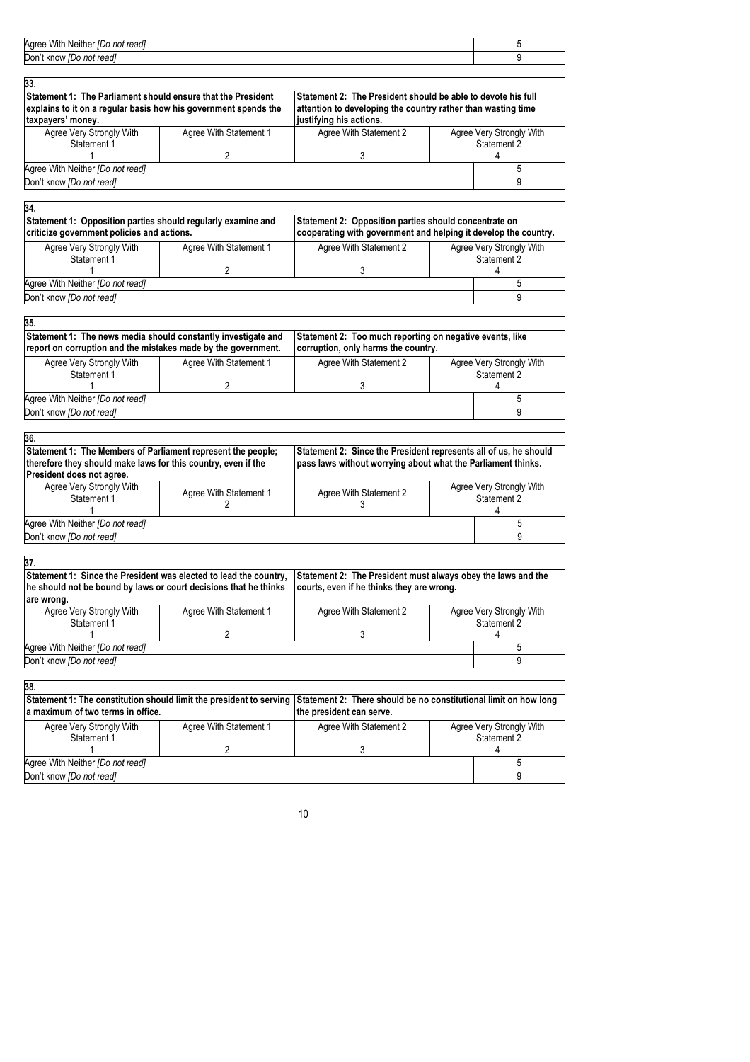| | |
|---|---|
| Agree With Neither *[Do not read]* | 5 |
| Don't know *[Do not read]* | 9 |

**33.**

| **Statement 1: The Parliament should ensure that the President explains to it on a regular basis how his government spends the taxpayers' money.** | | **Statement 2: The President should be able to devote his full attention to developing the country rather than wasting time justifying his actions.** | |
|---|---|---|---|
| Agree Very Strongly With Statement 1 | Agree With Statement 1 | Agree With Statement 2 | Agree Very Strongly With Statement 2 |
| 1 | 2 | 3 | 4 |
| Agree With Neither *[Do not read]* | | | 5 |
| Don't know *[Do not read]* | | | 9 |

**34.**

| **Statement 1: Opposition parties should regularly examine and criticize government policies and actions.** | | **Statement 2: Opposition parties should concentrate on cooperating with government and helping it develop the country.** | |
|---|---|---|---|
| Agree Very Strongly With Statement 1 | Agree With Statement 1 | Agree With Statement 2 | Agree Very Strongly With Statement 2 |
| 1 | 2 | 3 | 4 |
| Agree With Neither *[Do not read]* | | | 5 |
| Don't know *[Do not read]* | | | 9 |

**35.**

| **Statement 1: The news media should constantly investigate and report on corruption and the mistakes made by the government.** | | **Statement 2: Too much reporting on negative events, like corruption, only harms the country.** | |
|---|---|---|---|
| Agree Very Strongly With Statement 1 | Agree With Statement 1 | Agree With Statement 2 | Agree Very Strongly With Statement 2 |
| 1 | 2 | 3 | 4 |
| Agree With Neither *[Do not read]* | | | 5 |
| Don't know *[Do not read]* | | | 9 |

**36.**

| **Statement 1: The Members of Parliament represent the people; therefore they should make laws for this country, even if the President does not agree.** | | **Statement 2: Since the President represents all of us, he should pass laws without worrying about what the Parliament thinks.** | |
|---|---|---|---|
| Agree Very Strongly With Statement 1 | Agree With Statement 1 | Agree With Statement 2 | Agree Very Strongly With Statement 2 |
| 1 | 2 | 3 | 4 |
| Agree With Neither *[Do not read]* | | | 5 |
| Don't know *[Do not read]* | | | 9 |

**37.**

| **Statement 1: Since the President was elected to lead the country, he should not be bound by laws or court decisions that he thinks are wrong.** | | **Statement 2: The President must always obey the laws and the courts, even if he thinks they are wrong.** | |
|---|---|---|---|
| Agree Very Strongly With Statement 1 | Agree With Statement 1 | Agree With Statement 2 | Agree Very Strongly With Statement 2 |
| 1 | 2 | 3 | 4 |
| Agree With Neither *[Do not read]* | | | 5 |
| Don't know *[Do not read]* | | | 9 |

**38.**

| **Statement 1: The constitution should limit the president to serving a maximum of two terms in office.** | | **Statement 2: There should be no constitutional limit on how long the president can serve.** | |
|---|---|---|---|
| Agree Very Strongly With Statement 1 | Agree With Statement 1 | Agree With Statement 2 | Agree Very Strongly With Statement 2 |
| 1 | 2 | 3 | 4 |
| Agree With Neither *[Do not read]* | | | 5 |
| Don't know *[Do not read]* | | | 9 |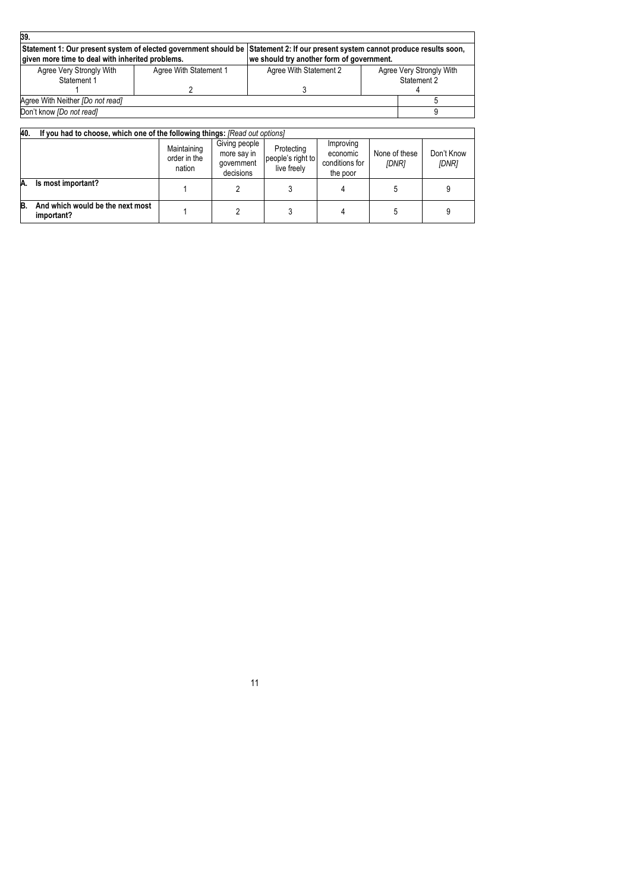**39.**

| **Statement 1: Our present system of elected government should be given more time to deal with inherited problems.** | | **Statement 2: If our present system cannot produce results soon, we should try another form of government.** | |
|---|---|---|---|
| Agree Very Strongly With Statement 1 | Agree With Statement 1 | Agree With Statement 2 | Agree Very Strongly With Statement 2 |
| 1 | 2 | 3 | 4 |
| Agree With Neither *[Do not read]* | | | 5 |
| Don't know *[Do not read]* | | | 9 |

**40. If you had to choose, which one of the following things:** *[Read out options]*

| | Maintaining order in the nation | Giving people more say in government decisions | Protecting people's right to live freely | Improving economic conditions for the poor | None of these *[DNR]* | Don't Know *[DNR]* |
|---|---|---|---|---|---|---|
| **A. Is most important?** | 1 | 2 | 3 | 4 | 5 | 9 |
| **B. And which would be the next most important?** | 1 | 2 | 3 | 4 | 5 | 9 |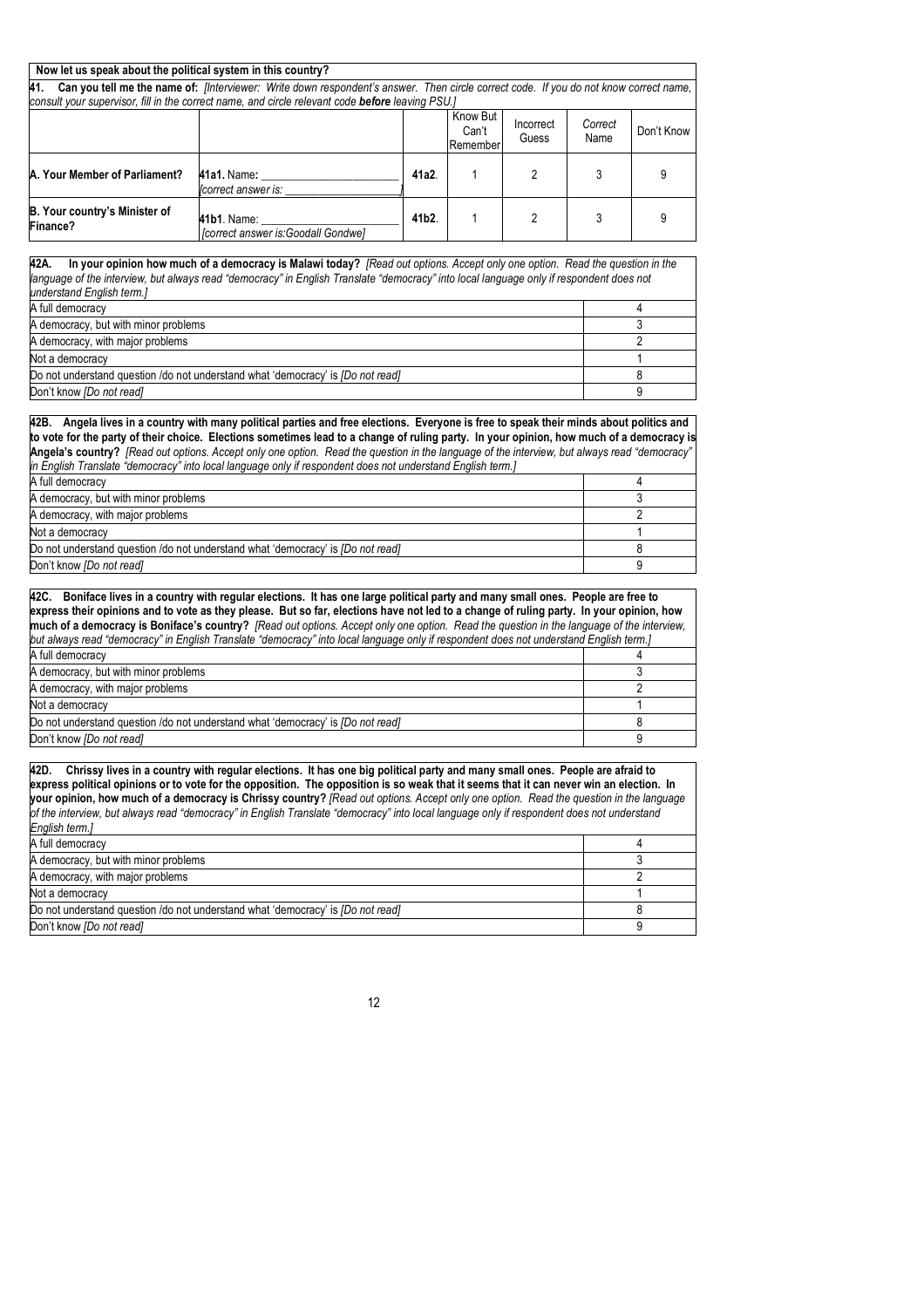**Now let us speak about the political system in this country?**

**41. Can you tell me the name of:** *[Interviewer: Write down respondent's answer. Then circle correct code. If you do not know correct name, consult your supervisor, fill in the correct name, and circle relevant code **before** leaving PSU.]*

| | | | Know But Can't Remember | Incorrect Guess | *Correct Name* | Don't Know |
|---|---|---|---|---|---|---|
| **A. Your Member of Parliament?** | **41a1.** Name: ______ *[correct answer is: ______]* | **41a2**. | 1 | 2 | 3 | 9 |
| **B. Your country's Minister of Finance?** | **41b1**. Name: ______ *[correct answer is:Goodall Gondwe]* | **41b2**. | 1 | 2 | 3 | 9 |

**42A. In your opinion how much of a democracy is Malawi today?** *[Read out options. Accept only one option. Read the question in the language of the interview, but always read "democracy" in English Translate "democracy" into local language only if respondent does not understand English term.]*

| | |
|---|---|
| A full democracy | 4 |
| A democracy, but with minor problems | 3 |
| A democracy, with major problems | 2 |
| Not a democracy | 1 |
| Do not understand question /do not understand what 'democracy' is *[Do not read]* | 8 |
| Don't know *[Do not read]* | 9 |

**42B. Angela lives in a country with many political parties and free elections. Everyone is free to speak their minds about politics and to vote for the party of their choice. Elections sometimes lead to a change of ruling party. In your opinion, how much of a democracy is Angela's country?** *[Read out options. Accept only one option. Read the question in the language of the interview, but always read "democracy" in English Translate "democracy" into local language only if respondent does not understand English term.]*

| | |
|---|---|
| A full democracy | 4 |
| A democracy, but with minor problems | 3 |
| A democracy, with major problems | 2 |
| Not a democracy | 1 |
| Do not understand question /do not understand what 'democracy' is *[Do not read]* | 8 |
| Don't know *[Do not read]* | 9 |

**42C. Boniface lives in a country with regular elections. It has one large political party and many small ones. People are free to express their opinions and to vote as they please. But so far, elections have not led to a change of ruling party. In your opinion, how much of a democracy is Boniface's country?** *[Read out options. Accept only one option. Read the question in the language of the interview, but always read "democracy" in English Translate "democracy" into local language only if respondent does not understand English term.]*

| | |
|---|---|
| A full democracy | 4 |
| A democracy, but with minor problems | 3 |
| A democracy, with major problems | 2 |
| Not a democracy | 1 |
| Do not understand question /do not understand what 'democracy' is *[Do not read]* | 8 |
| Don't know *[Do not read]* | 9 |

**42D. Chrissy lives in a country with regular elections. It has one big political party and many small ones. People are afraid to express political opinions or to vote for the opposition. The opposition is so weak that it seems that it can never win an election. In your opinion, how much of a democracy is Chrissy country?** *[Read out options. Accept only one option. Read the question in the language of the interview, but always read "democracy" in English Translate "democracy" into local language only if respondent does not understand English term.]*

| | |
|---|---|
| A full democracy | 4 |
| A democracy, but with minor problems | 3 |
| A democracy, with major problems | 2 |
| Not a democracy | 1 |
| Do not understand question /do not understand what 'democracy' is *[Do not read]* | 8 |
| Don't know *[Do not read]* | 9 |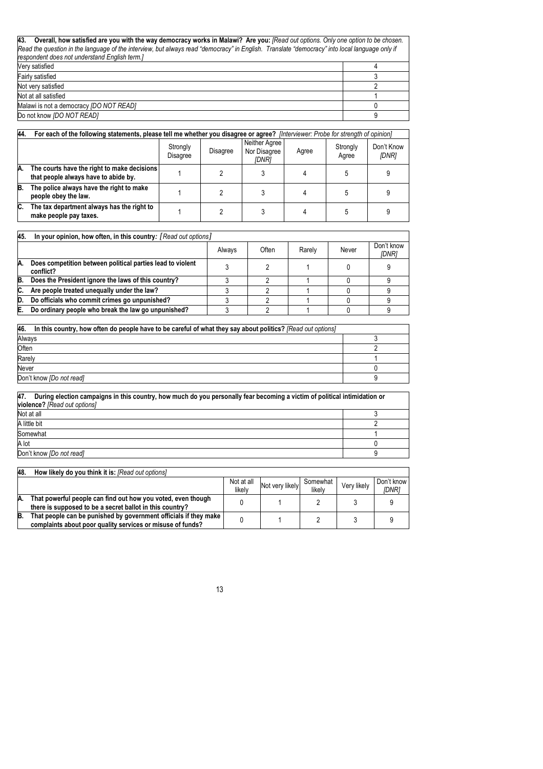| **43. Overall, how satisfied are you with the way democracy works in Malawi? Are you:** *[Read out options. Only one option to be chosen. Read the question in the language of the interview, but always read "democracy" in English. Translate "democracy" into local language only if respondent does not understand English term.]* | |
|---|---|
| Very satisfied | 4 |
| Fairly satisfied | 3 |
| Not very satisfied | 2 |
| Not at all satisfied | 1 |
| Malawi is not a democracy *[DO NOT READ]* | 0 |
| Do not know *[DO NOT READ]* | 9 |

| **44. For each of the following statements, please tell me whether you disagree or agree?** *[Interviewer: Probe for strength of opinion]* | Strongly Disagree | Disagree | Neither Agree Nor Disagree *[DNR]* | Agree | Strongly Agree | Don't Know *[DNR]* |
|---|---|---|---|---|---|---|
| **A. The courts have the right to make decisions that people always have to abide by.** | 1 | 2 | 3 | 4 | 5 | 9 |
| **B. The police always have the right to make people obey the law.** | 1 | 2 | 3 | 4 | 5 | 9 |
| **C. The tax department always has the right to make people pay taxes.** | 1 | 2 | 3 | 4 | 5 | 9 |

| **45. In your opinion, how often, in this country:** *[Read out options]* | Always | Often | Rarely | Never | Don't know *[DNR]* |
|---|---|---|---|---|---|
| **A. Does competition between political parties lead to violent conflict?** | 3 | 2 | 1 | 0 | 9 |
| **B. Does the President ignore the laws of this country?** | 3 | 2 | 1 | 0 | 9 |
| **C. Are people treated unequally under the law?** | 3 | 2 | 1 | 0 | 9 |
| **D. Do officials who commit crimes go unpunished?** | 3 | 2 | 1 | 0 | 9 |
| **E. Do ordinary people who break the law go unpunished?** | 3 | 2 | 1 | 0 | 9 |

| **46. In this country, how often do people have to be careful of what they say about politics?** *[Read out options]* | |
|---|---|
| Always | 3 |
| Often | 2 |
| Rarely | 1 |
| Never | 0 |
| Don't know *[Do not read]* | 9 |

| **47. During election campaigns in this country, how much do you personally fear becoming a victim of political intimidation or violence?** *[Read out options]* | |
|---|---|
| Not at all | 3 |
| A little bit | 2 |
| Somewhat | 1 |
| A lot | 0 |
| Don't know *[Do not read]* | 9 |

| **48. How likely do you think it is:** *[Read out options]* | Not at all likely | Not very likely | Somewhat likely | Very likely | Don't know *[DNR]* |
|---|---|---|---|---|---|
| **A. That powerful people can find out how you voted, even though there is supposed to be a secret ballot in this country?** | 0 | 1 | 2 | 3 | 9 |
| **B. That people can be punished by government officials if they make complaints about poor quality services or misuse of funds?** | 0 | 1 | 2 | 3 | 9 |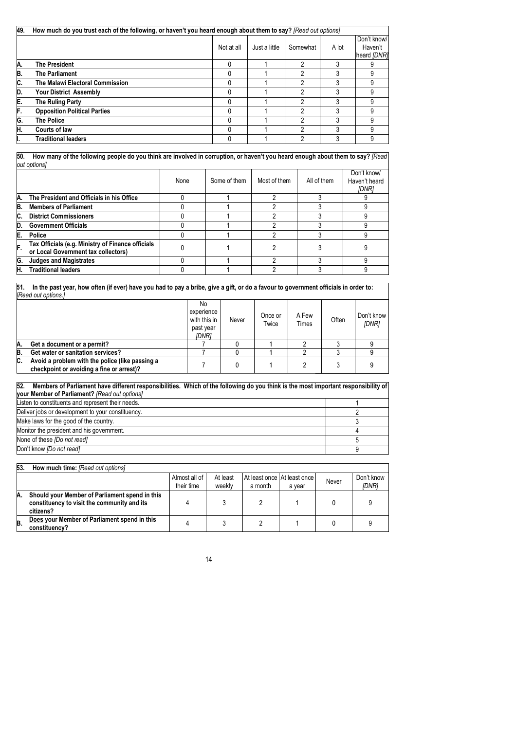| **49. How much do you trust each of the following, or haven't you heard enough about them to say?** *[Read out options]* | Not at all | Just a little | Somewhat | A lot | Don't know/ Haven't heard *[DNR]* |
|---|---|---|---|---|---|
| **A. The President** | 0 | 1 | 2 | 3 | 9 |
| **B. The Parliament** | 0 | 1 | 2 | 3 | 9 |
| **C. The Malawi Electoral Commission** | 0 | 1 | 2 | 3 | 9 |
| **D. Your District Assembly** | 0 | 1 | 2 | 3 | 9 |
| **E. The Ruling Party** | 0 | 1 | 2 | 3 | 9 |
| **F. Opposition Political Parties** | 0 | 1 | 2 | 3 | 9 |
| **G. The Police** | 0 | 1 | 2 | 3 | 9 |
| **H. Courts of law** | 0 | 1 | 2 | 3 | 9 |
| **I. Traditional leaders** | 0 | 1 | 2 | 3 | 9 |

| **50. How many of the following people do you think are involved in corruption, or haven't you heard enough about them to say?** *[Read out options]* | None | Some of them | Most of them | All of them | Don't know/ Haven't heard *[DNR]* |
|---|---|---|---|---|---|
| **A. The President and Officials in his Office** | 0 | 1 | 2 | 3 | 9 |
| **B. Members of Parliament** | 0 | 1 | 2 | 3 | 9 |
| **C. District Commissioners** | 0 | 1 | 2 | 3 | 9 |
| **D. Government Officials** | 0 | 1 | 2 | 3 | 9 |
| **E. Police** | 0 | 1 | 2 | 3 | 9 |
| **F. Tax Officials (e.g. Ministry of Finance officials or Local Government tax collectors)** | 0 | 1 | 2 | 3 | 9 |
| **G. Judges and Magistrates** | 0 | 1 | 2 | 3 | 9 |
| **H. Traditional leaders** | 0 | 1 | 2 | 3 | 9 |

| **51. In the past year, how often (if ever) have you had to pay a bribe, give a gift, or do a favour to government officials in order to:** *[Read out options.]* | No experience with this in past year *[DNR]* | Never | Once or Twice | A Few Times | Often | Don't know *[DNR]* |
|---|---|---|---|---|---|---|
| **A. Get a document or a permit?** | 7 | 0 | 1 | 2 | 3 | 9 |
| **B. Get water or sanitation services?** | 7 | 0 | 1 | 2 | 3 | 9 |
| **C. Avoid a problem with the police (like passing a checkpoint or avoiding a fine or arrest)?** | 7 | 0 | 1 | 2 | 3 | 9 |

| **52. Members of Parliament have different responsibilities. Which of the following do you think is the most important responsibility of your Member of Parliament?** *[Read out options]* | |
|---|---|
| Listen to constituents and represent their needs. | 1 |
| Deliver jobs or development to your constituency. | 2 |
| Make laws for the good of the country. | 3 |
| Monitor the president and his government. | 4 |
| None of these *[Do not read]* | 5 |
| Don't know *[Do not read]* | 9 |

| **53. How much time:** *[Read out options]* | Almost all of their time | At least weekly | At least once a month | At least once a year | Never | Don't know *[DNR]* |
|---|---|---|---|---|---|---|
| **A. Should your Member of Parliament spend in this constituency to visit the community and its citizens?** | 4 | 3 | 2 | 1 | 0 | 9 |
| **B. Does your Member of Parliament spend in this constituency?** | 4 | 3 | 2 | 1 | 0 | 9 |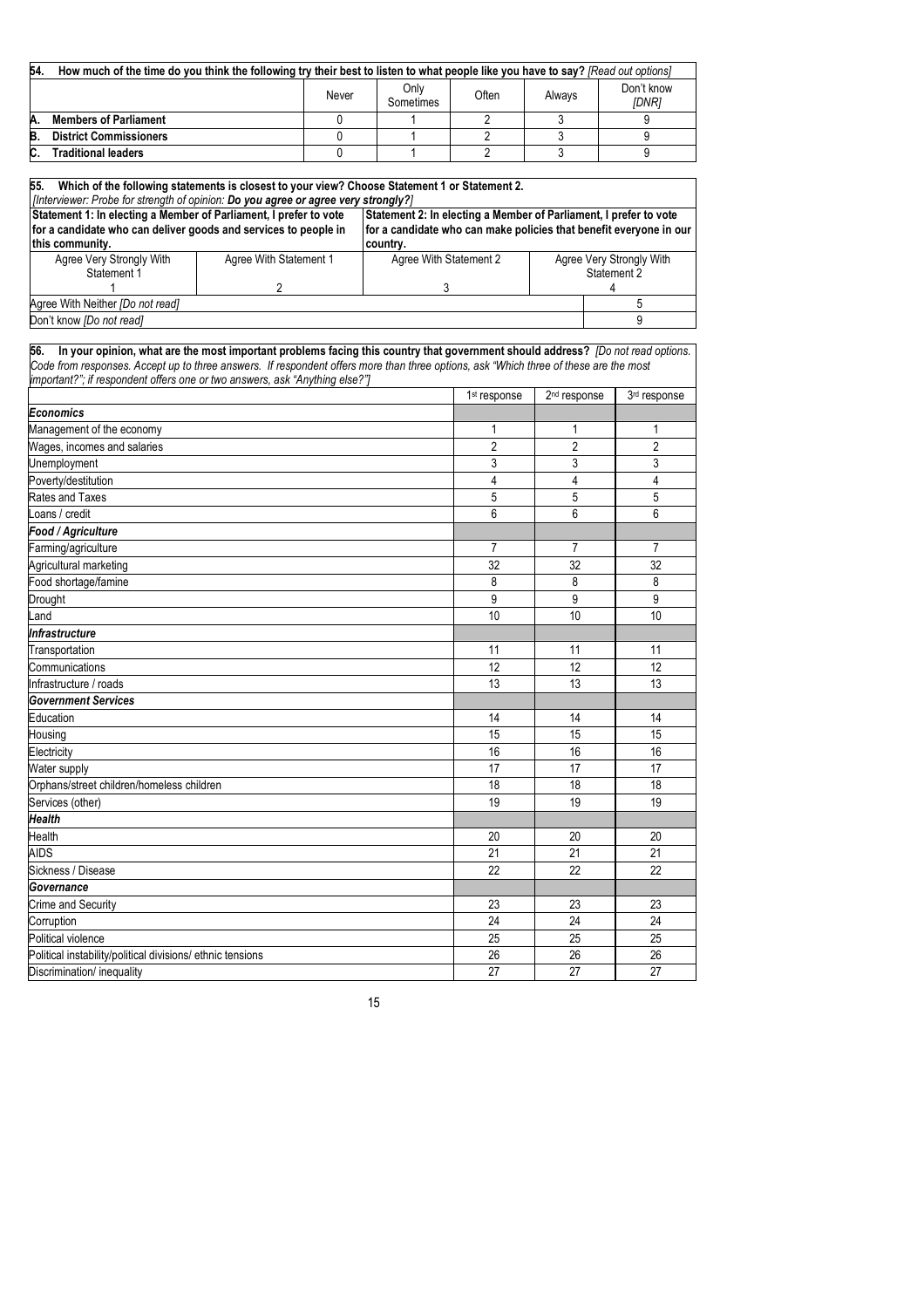| 54. How much of the time do you think the following try their best to listen to what people like you have to say? *[Read out options]* | Never | Only Sometimes | Often | Always | Don't know *[DNR]* |
|---|---|---|---|---|---|
| A. **Members of Parliament** | 0 | 1 | 2 | 3 | 9 |
| B. **District Commissioners** | 0 | 1 | 2 | 3 | 9 |
| C. **Traditional leaders** | 0 | 1 | 2 | 3 | 9 |

**55. Which of the following statements is closest to your view? Choose Statement 1 or Statement 2.**
*[Interviewer: Probe for strength of opinion:* ***Do you agree or agree very strongly?****]*

| **Statement 1: In electing a Member of Parliament, I prefer to vote for a candidate who can deliver goods and services to people in this community.** | | **Statement 2: In electing a Member of Parliament, I prefer to vote for a candidate who can make policies that benefit everyone in our country.** | |
|---|---|---|---|
| Agree Very Strongly With Statement 1 | Agree With Statement 1 | Agree With Statement 2 | Agree Very Strongly With Statement 2 |
| 1 | 2 | 3 | 4 |
| Agree With Neither *[Do not read]* | | | 5 |
| Don't know *[Do not read]* | | | 9 |

**56. In your opinion, what are the most important problems facing this country that government should address?** *[Do not read options. Code from responses. Accept up to three answers. If respondent offers more than three options, ask "Which three of these are the most important?"; if respondent offers one or two answers, ask "Anything else?"]*

| | 1st response | 2nd response | 3rd response |
|---|---|---|---|
| ***Economics*** | | | |
| Management of the economy | 1 | 1 | 1 |
| Wages, incomes and salaries | 2 | 2 | 2 |
| Unemployment | 3 | 3 | 3 |
| Poverty/destitution | 4 | 4 | 4 |
| Rates and Taxes | 5 | 5 | 5 |
| Loans / credit | 6 | 6 | 6 |
| ***Food / Agriculture*** | | | |
| Farming/agriculture | 7 | 7 | 7 |
| Agricultural marketing | 32 | 32 | 32 |
| Food shortage/famine | 8 | 8 | 8 |
| Drought | 9 | 9 | 9 |
| Land | 10 | 10 | 10 |
| ***Infrastructure*** | | | |
| Transportation | 11 | 11 | 11 |
| Communications | 12 | 12 | 12 |
| Infrastructure / roads | 13 | 13 | 13 |
| ***Government Services*** | | | |
| Education | 14 | 14 | 14 |
| Housing | 15 | 15 | 15 |
| Electricity | 16 | 16 | 16 |
| Water supply | 17 | 17 | 17 |
| Orphans/street children/homeless children | 18 | 18 | 18 |
| Services (other) | 19 | 19 | 19 |
| ***Health*** | | | |
| Health | 20 | 20 | 20 |
| AIDS | 21 | 21 | 21 |
| Sickness / Disease | 22 | 22 | 22 |
| ***Governance*** | | | |
| Crime and Security | 23 | 23 | 23 |
| Corruption | 24 | 24 | 24 |
| Political violence | 25 | 25 | 25 |
| Political instability/political divisions/ ethnic tensions | 26 | 26 | 26 |
| Discrimination/ inequality | 27 | 27 | 27 |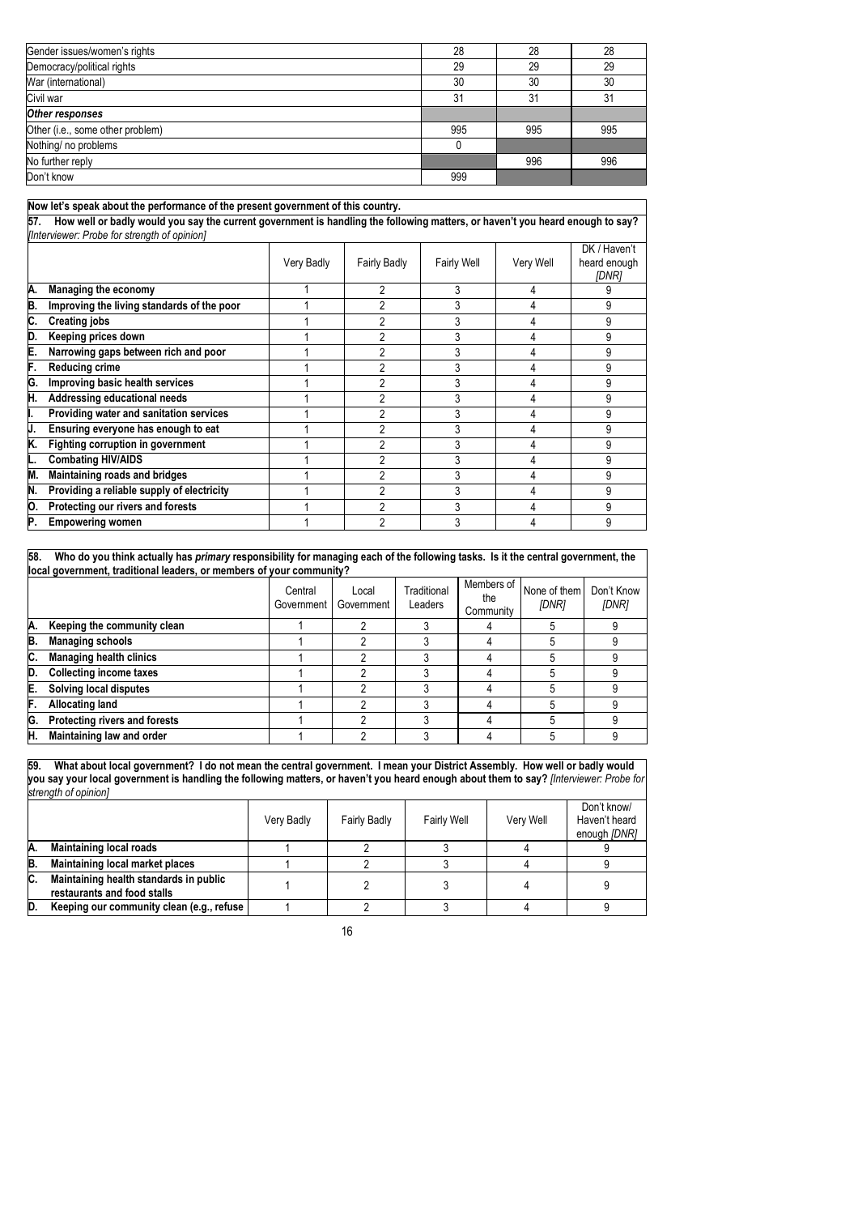| | | | |
|---|---|---|---|
| Gender issues/women's rights | 28 | 28 | 28 |
| Democracy/political rights | 29 | 29 | 29 |
| War (international) | 30 | 30 | 30 |
| Civil war | 31 | 31 | 31 |
| ***Other responses*** | | | |
| Other (i.e., some other problem) | 995 | 995 | 995 |
| Nothing/ no problems | 0 | | |
| No further reply | | 996 | 996 |
| Don't know | 999 | | |

**Now let's speak about the performance of the present government of this country.**

**57. How well or badly would you say the current government is handling the following matters, or haven't you heard enough to say?** *[Interviewer: Probe for strength of opinion]*

| | Very Badly | Fairly Badly | Fairly Well | Very Well | DK / Haven't heard enough *[DNR]* |
|---|---|---|---|---|---|
| **A. Managing the economy** | 1 | 2 | 3 | 4 | 9 |
| **B. Improving the living standards of the poor** | 1 | 2 | 3 | 4 | 9 |
| **C. Creating jobs** | 1 | 2 | 3 | 4 | 9 |
| **D. Keeping prices down** | 1 | 2 | 3 | 4 | 9 |
| **E. Narrowing gaps between rich and poor** | 1 | 2 | 3 | 4 | 9 |
| **F. Reducing crime** | 1 | 2 | 3 | 4 | 9 |
| **G. Improving basic health services** | 1 | 2 | 3 | 4 | 9 |
| **H. Addressing educational needs** | 1 | 2 | 3 | 4 | 9 |
| **I. Providing water and sanitation services** | 1 | 2 | 3 | 4 | 9 |
| **J. Ensuring everyone has enough to eat** | 1 | 2 | 3 | 4 | 9 |
| **K. Fighting corruption in government** | 1 | 2 | 3 | 4 | 9 |
| **L. Combating HIV/AIDS** | 1 | 2 | 3 | 4 | 9 |
| **M. Maintaining roads and bridges** | 1 | 2 | 3 | 4 | 9 |
| **N. Providing a reliable supply of electricity** | 1 | 2 | 3 | 4 | 9 |
| **O. Protecting our rivers and forests** | 1 | 2 | 3 | 4 | 9 |
| **P. Empowering women** | 1 | 2 | 3 | 4 | 9 |

**58. Who do you think actually has *primary* responsibility for managing each of the following tasks. Is it the central government, the local government, traditional leaders, or members of your community?**

| | Central Government | Local Government | Traditional Leaders | Members of the Community | None of them *[DNR]* | Don't Know *[DNR]* |
|---|---|---|---|---|---|---|
| **A. Keeping the community clean** | 1 | 2 | 3 | 4 | 5 | 9 |
| **B. Managing schools** | 1 | 2 | 3 | 4 | 5 | 9 |
| **C. Managing health clinics** | 1 | 2 | 3 | 4 | 5 | 9 |
| **D. Collecting income taxes** | 1 | 2 | 3 | 4 | 5 | 9 |
| **E. Solving local disputes** | 1 | 2 | 3 | 4 | 5 | 9 |
| **F. Allocating land** | 1 | 2 | 3 | 4 | 5 | 9 |
| **G. Protecting rivers and forests** | 1 | 2 | 3 | 4 | 5 | 9 |
| **H. Maintaining law and order** | 1 | 2 | 3 | 4 | 5 | 9 |

**59. What about local government? I do not mean the central government. I mean your District Assembly. How well or badly would you say your local government is handling the following matters, or haven't you heard enough about them to say?** *[Interviewer: Probe for strength of opinion]*

| | Very Badly | Fairly Badly | Fairly Well | Very Well | Don't know/ Haven't heard enough *[DNR]* |
|---|---|---|---|---|---|
| **A. Maintaining local roads** | 1 | 2 | 3 | 4 | 9 |
| **B. Maintaining local market places** | 1 | 2 | 3 | 4 | 9 |
| **C. Maintaining health standards in public restaurants and food stalls** | 1 | 2 | 3 | 4 | 9 |
| **D. Keeping our community clean (e.g., refuse** | 1 | 2 | 3 | 4 | 9 |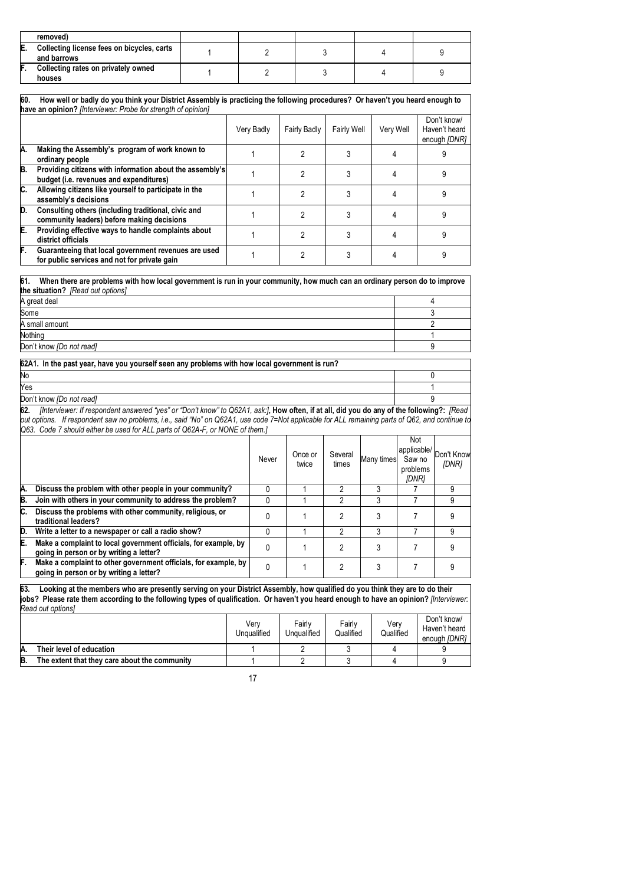| | | | | | |
|---|---|---|---|---|---|
| removed) | | | | | |
| **E. Collecting license fees on bicycles, carts and barrows** | 1 | 2 | 3 | 4 | 9 |
| **F. Collecting rates on privately owned houses** | 1 | 2 | 3 | 4 | 9 |

**60. How well or badly do you think your District Assembly is practicing the following procedures? Or haven't you heard enough to have an opinion?** *[Interviewer: Probe for strength of opinion]*

| | Very Badly | Fairly Badly | Fairly Well | Very Well | Don't know/ Haven't heard enough *[DNR]* |
|---|---|---|---|---|---|
| **A. Making the Assembly's program of work known to ordinary people** | 1 | 2 | 3 | 4 | 9 |
| **B. Providing citizens with information about the assembly's budget (i.e. revenues and expenditures)** | 1 | 2 | 3 | 4 | 9 |
| **C. Allowing citizens like yourself to participate in the assembly's decisions** | 1 | 2 | 3 | 4 | 9 |
| **D. Consulting others (including traditional, civic and community leaders) before making decisions** | 1 | 2 | 3 | 4 | 9 |
| **E. Providing effective ways to handle complaints about district officials** | 1 | 2 | 3 | 4 | 9 |
| **F. Guaranteeing that local government revenues are used for public services and not for private gain** | 1 | 2 | 3 | 4 | 9 |

**61. When there are problems with how local government is run in your community, how much can an ordinary person do to improve the situation?** *[Read out options]*

| | |
|---|---|
| A great deal | 4 |
| Some | 3 |
| A small amount | 2 |
| Nothing | 1 |
| Don't know *[Do not read]* | 9 |

**62A1. In the past year, have you yourself seen any problems with how local government is run?**

| | |
|---|---|
| No | 0 |
| Yes | 1 |
| Don't know *[Do not read]* | 9 |

**62.** *[Interviewer: If respondent answered "yes" or "Don't know" to Q62A1, ask:]***, How often, if at all, did you do any of the following?:** *[Read out options. If respondent saw no problems, i.e., said "No" on Q62A1, use code 7=Not applicable for ALL remaining parts of Q62, and continue to Q63. Code 7 should either be used for ALL parts of Q62A-F, or NONE of them.]*

| | Never | Once or twice | Several times | Many times | Not applicable/ Saw no problems *[DNR]* | Don't Know *[DNR]* |
|---|---|---|---|---|---|---|
| **A. Discuss the problem with other people in your community?** | 0 | 1 | 2 | 3 | 7 | 9 |
| **B. Join with others in your community to address the problem?** | 0 | 1 | 2 | 3 | 7 | 9 |
| **C. Discuss the problems with other community, religious, or traditional leaders?** | 0 | 1 | 2 | 3 | 7 | 9 |
| **D. Write a letter to a newspaper or call a radio show?** | 0 | 1 | 2 | 3 | 7 | 9 |
| **E. Make a complaint to local government officials, for example, by going in person or by writing a letter?** | 0 | 1 | 2 | 3 | 7 | 9 |
| **F. Make a complaint to other government officials, for example, by going in person or by writing a letter?** | 0 | 1 | 2 | 3 | 7 | 9 |

**63. Looking at the members who are presently serving on your District Assembly, how qualified do you think they are to do their jobs? Please rate them according to the following types of qualification. Or haven't you heard enough to have an opinion?** *[Interviewer: Read out options]*

| | Very Unqualified | Fairly Unqualified | Fairly Qualified | Very Qualified | Don't know/ Haven't heard enough *[DNR]* |
|---|---|---|---|---|---|
| **A. Their level of education** | 1 | 2 | 3 | 4 | 9 |
| **B. The extent that they care about the community** | 1 | 2 | 3 | 4 | 9 |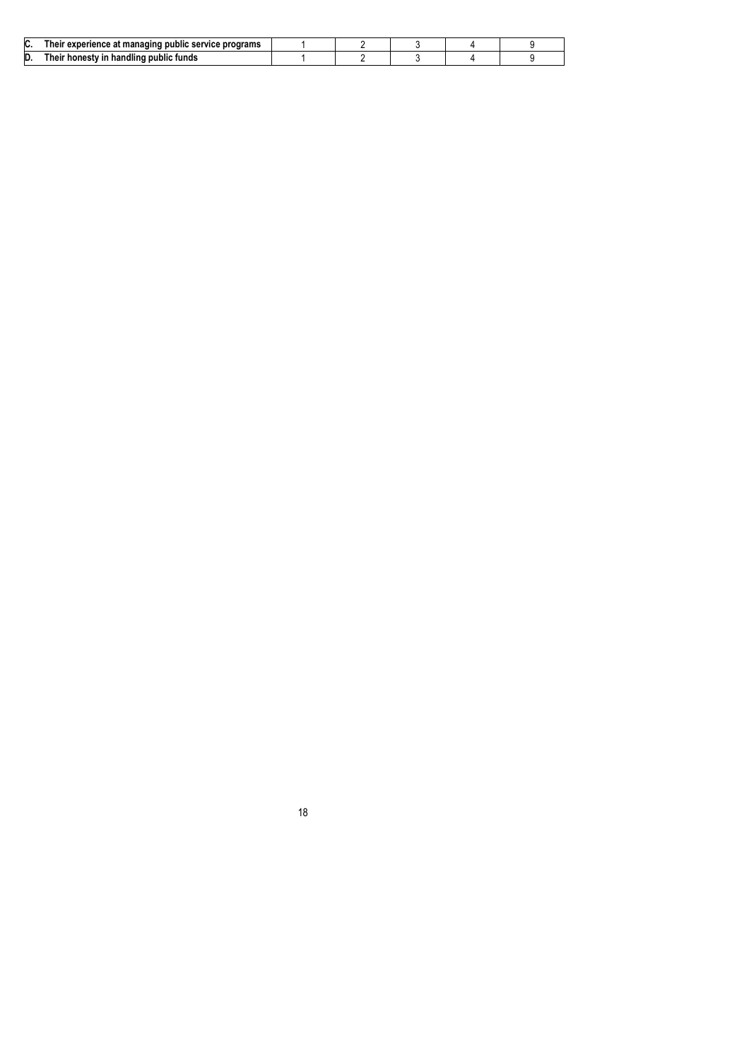| | | | | | | |
|---|---|---|---|---|---|---|
| **C.** | **Their experience at managing public service programs** | 1 | 2 | 3 | 4 | 9 |
| **D.** | **Their honesty in handling public funds** | 1 | 2 | 3 | 4 | 9 |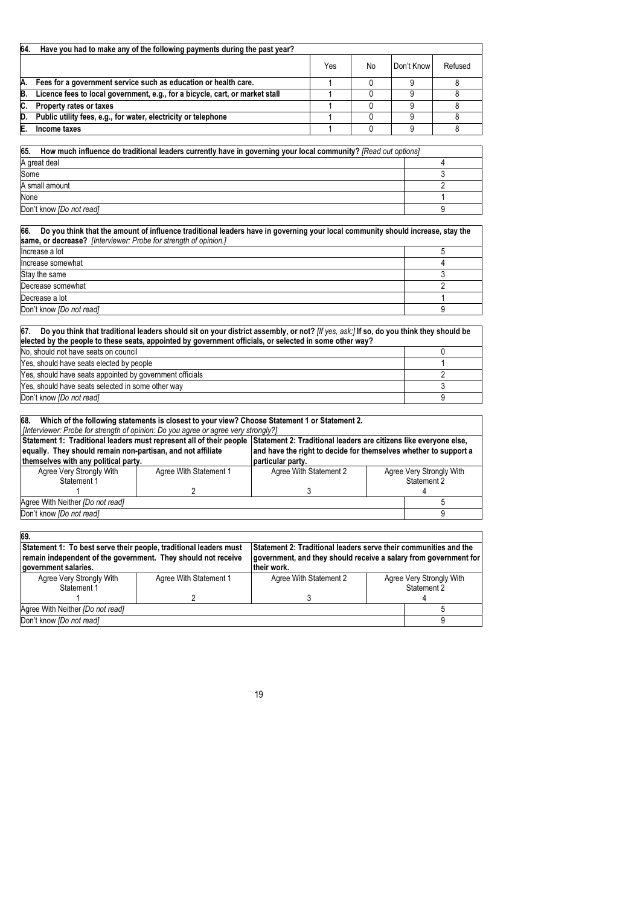| 64. Have you had to make any of the following payments during the past year? | Yes | No | Don't Know | Refused |
|---|---|---|---|---|
| A. Fees for a government service such as education or health care. | 1 | 0 | 9 | 8 |
| B. Licence fees to local government, e.g., for a bicycle, cart, or market stall | 1 | 0 | 9 | 8 |
| C. Property rates or taxes | 1 | 0 | 9 | 8 |
| D. Public utility fees, e.g., for water, electricity or telephone | 1 | 0 | 9 | 8 |
| E. Income taxes | 1 | 0 | 9 | 8 |

| 65. How much influence do traditional leaders currently have in governing your local community? *[Read out options]* | |
|---|---|
| A great deal | 4 |
| Some | 3 |
| A small amount | 2 |
| None | 1 |
| Don't know *[Do not read]* | 9 |

| 66. Do you think that the amount of influence traditional leaders have in governing your local community should increase, stay the same, or decrease? *[Interviewer: Probe for strength of opinion.]* | |
|---|---|
| Increase a lot | 5 |
| Increase somewhat | 4 |
| Stay the same | 3 |
| Decrease somewhat | 2 |
| Decrease a lot | 1 |
| Don't know *[Do not read]* | 9 |

| 67. Do you think that traditional leaders should sit on your district assembly, or not? *[If yes, ask:]* If so, do you think they should be elected by the people to these seats, appointed by government officials, or selected in some other way? | |
|---|---|
| No, should not have seats on council | 0 |
| Yes, should have seats elected by people | 1 |
| Yes, should have seats appointed by government officials | 2 |
| Yes, should have seats selected in some other way | 3 |
| Don't know *[Do not read]* | 9 |

**68. Which of the following statements is closest to your view? Choose Statement 1 or Statement 2.**
*[Interviewer: Probe for strength of opinion: Do you agree or agree very strongly?]*

| Statement 1: Traditional leaders must represent all of their people equally. They should remain non-partisan, and not affiliate themselves with any political party. | | Statement 2: Traditional leaders are citizens like everyone else, and have the right to decide for themselves whether to support a particular party. | |
|---|---|---|---|
| Agree Very Strongly With Statement 1 | Agree With Statement 1 | Agree With Statement 2 | Agree Very Strongly With Statement 2 |
| 1 | 2 | 3 | 4 |
| Agree With Neither *[Do not read]* | | | 5 |
| Don't know *[Do not read]* | | | 9 |

**69.**

| Statement 1: To best serve their people, traditional leaders must remain independent of the government. They should not receive government salaries. | | Statement 2: Traditional leaders serve their communities and the government, and they should receive a salary from government for their work. | |
|---|---|---|---|
| Agree Very Strongly With Statement 1 | Agree With Statement 1 | Agree With Statement 2 | Agree Very Strongly With Statement 2 |
| 1 | 2 | 3 | 4 |
| Agree With Neither *[Do not read]* | | | 5 |
| Don't know *[Do not read]* | | | 9 |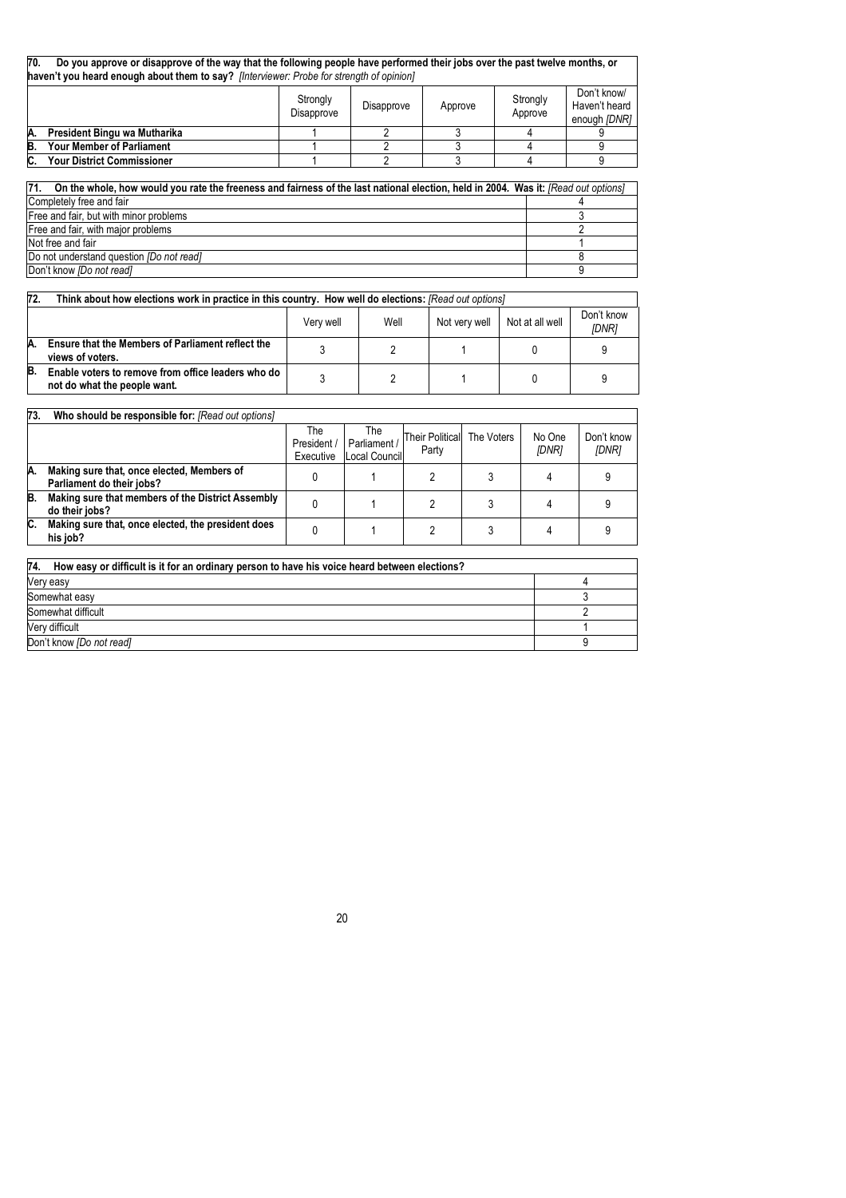| 70. Do you approve or disapprove of the way that the following people have performed their jobs over the past twelve months, or haven't you heard enough about them to say? *[Interviewer: Probe for strength of opinion]* | Strongly Disapprove | Disapprove | Approve | Strongly Approve | Don't know/ Haven't heard enough *[DNR]* |
|---|---|---|---|---|---|
| **A. President Bingu wa Mutharika** | 1 | 2 | 3 | 4 | 9 |
| **B. Your Member of Parliament** | 1 | 2 | 3 | 4 | 9 |
| **C. Your District Commissioner** | 1 | 2 | 3 | 4 | 9 |

| 71. On the whole, how would you rate the freeness and fairness of the last national election, held in 2004. Was it: *[Read out options]* | |
|---|---|
| Completely free and fair | 4 |
| Free and fair, but with minor problems | 3 |
| Free and fair, with major problems | 2 |
| Not free and fair | 1 |
| Do not understand question *[Do not read]* | 8 |
| Don't know *[Do not read]* | 9 |

| 72. Think about how elections work in practice in this country. How well do elections: *[Read out options]* | Very well | Well | Not very well | Not at all well | Don't know *[DNR]* |
|---|---|---|---|---|---|
| **A. Ensure that the Members of Parliament reflect the views of voters.** | 3 | 2 | 1 | 0 | 9 |
| **B. Enable voters to remove from office leaders who do not do what the people want.** | 3 | 2 | 1 | 0 | 9 |

| 73. Who should be responsible for: *[Read out options]* | The President / Executive | The Parliament / Local Council | Their Political Party | The Voters | No One *[DNR]* | Don't know *[DNR]* |
|---|---|---|---|---|---|---|
| **A. Making sure that, once elected, Members of Parliament do their jobs?** | 0 | 1 | 2 | 3 | 4 | 9 |
| **B. Making sure that members of the District Assembly do their jobs?** | 0 | 1 | 2 | 3 | 4 | 9 |
| **C. Making sure that, once elected, the president does his job?** | 0 | 1 | 2 | 3 | 4 | 9 |

| 74. How easy or difficult is it for an ordinary person to have his voice heard between elections? | |
|---|---|
| Very easy | 4 |
| Somewhat easy | 3 |
| Somewhat difficult | 2 |
| Very difficult | 1 |
| Don't know *[Do not read]* | 9 |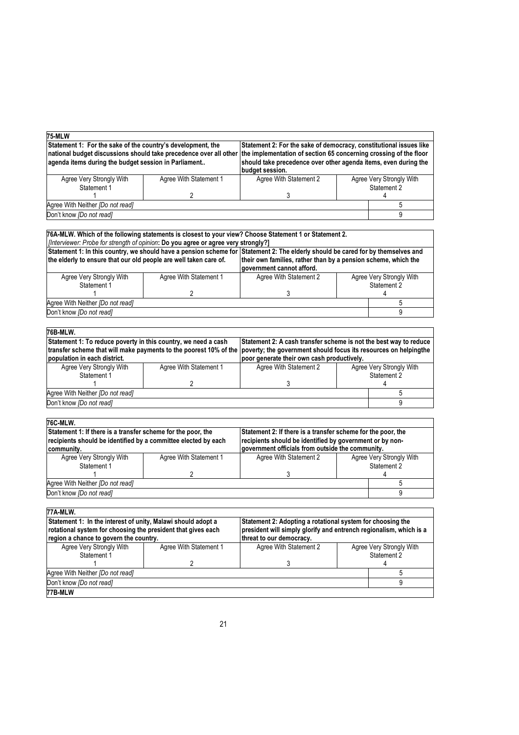| 75-MLW | | | |
|---|---|---|---|
| **Statement 1: For the sake of the country's development, the national budget discussions should take precedence over all other agenda items during the budget session in Parliament..** | | **Statement 2: For the sake of democracy, constitutional issues like the implementation of section 65 concerning crossing of the floor should take precedence over other agenda items, even during the budget session.** | |
| Agree Very Strongly With Statement 1<br>1 | Agree With Statement 1<br>2 | Agree With Statement 2<br>3 | Agree Very Strongly With Statement 2<br>4 |
| Agree With Neither *[Do not read]* | | | 5 |
| Don't know *[Do not read]* | | | 9 |

| 76A-MLW. Which of the following statements is closest to your view? Choose Statement 1 or Statement 2.<br>*[Interviewer: Probe for strength of opinion*: **Do you agree or agree very strongly?]** | | | |
|---|---|---|---|
| **Statement 1: In this country, we should have a pension scheme for the elderly to ensure that our old people are well taken care of.** | | **Statement 2: The elderly should be cared for by themselves and their own families, rather than by a pension scheme, which the government cannot afford.** | |
| Agree Very Strongly With Statement 1<br>1 | Agree With Statement 1<br>2 | Agree With Statement 2<br>3 | Agree Very Strongly With Statement 2<br>4 |
| Agree With Neither *[Do not read]* | | | 5 |
| Don't know *[Do not read]* | | | 9 |

| 76B-MLW. | | | |
|---|---|---|---|
| **Statement 1: To reduce poverty in this country, we need a cash transfer scheme that will make payments to the poorest 10% of the population in each district.** | | **Statement 2: A cash transfer scheme is not the best way to reduce poverty; the government should focus its resources on helpingthe poor generate their own cash productively.** | |
| Agree Very Strongly With Statement 1<br>1 | Agree With Statement 1<br>2 | Agree With Statement 2<br>3 | Agree Very Strongly With Statement 2<br>4 |
| Agree With Neither *[Do not read]* | | | 5 |
| Don't know *[Do not read]* | | | 9 |

| 76C-MLW. | | | |
|---|---|---|---|
| **Statement 1: If there is a transfer scheme for the poor, the recipients should be identified by a committee elected by each community.** | | **Statement 2: If there is a transfer scheme for the poor, the recipients should be identified by government or by non-government officials from outside the community.** | |
| Agree Very Strongly With Statement 1<br>1 | Agree With Statement 1<br>2 | Agree With Statement 2<br>3 | Agree Very Strongly With Statement 2<br>4 |
| Agree With Neither *[Do not read]* | | | 5 |
| Don't know *[Do not read]* | | | 9 |

| 77A-MLW. | | | |
|---|---|---|---|
| **Statement 1: In the interest of unity, Malawi should adopt a rotational system for choosing the president that gives each region a chance to govern the country.** | | **Statement 2: Adopting a rotational system for choosing the president will simply glorify and entrench regionalism, which is a threat to our democracy.** | |
| Agree Very Strongly With Statement 1<br>1 | Agree With Statement 1<br>2 | Agree With Statement 2<br>3 | Agree Very Strongly With Statement 2<br>4 |
| Agree With Neither *[Do not read]* | | | 5 |
| Don't know *[Do not read]* | | | 9 |
| **77B-MLW** | | | |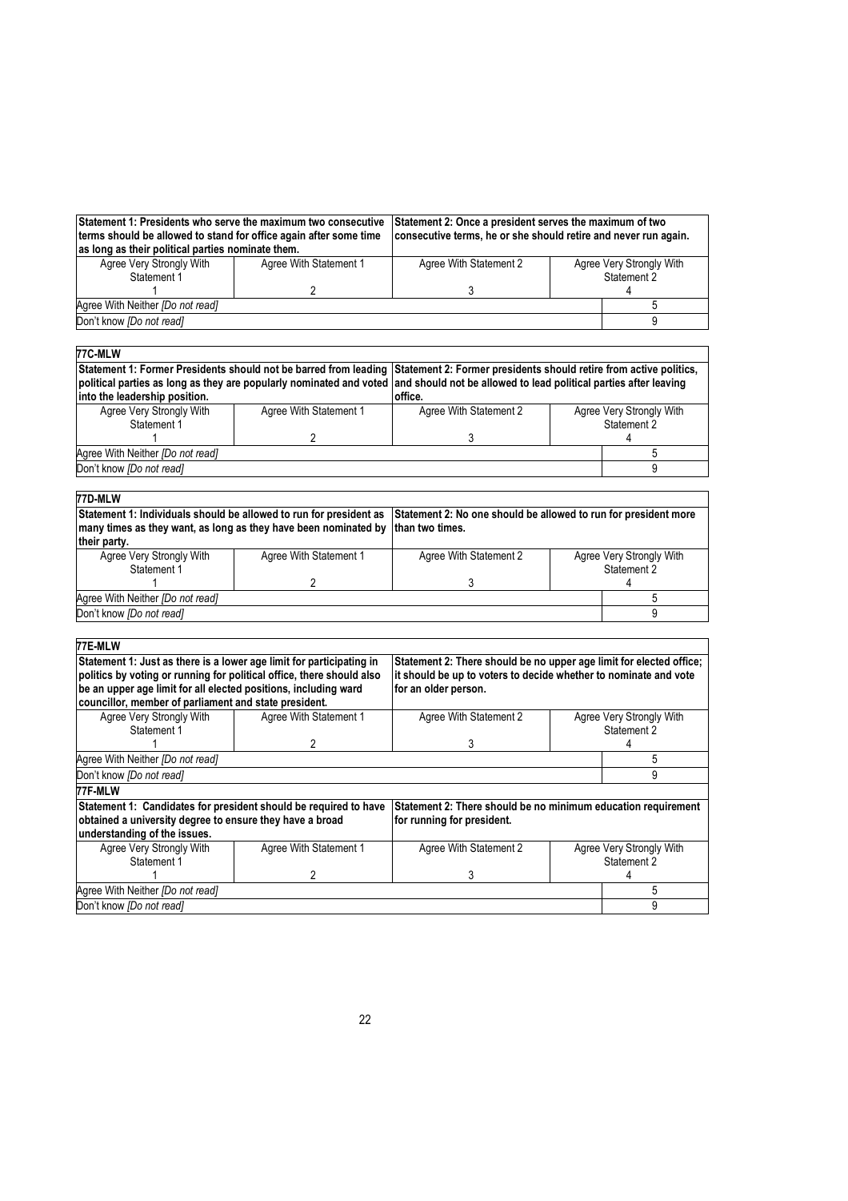| Statement 1: Presidents who serve the maximum two consecutive terms should be allowed to stand for office again after some time as long as their political parties nominate them. | | Statement 2: Once a president serves the maximum of two consecutive terms, he or she should retire and never run again. | |
|---|---|---|---|
| Agree Very Strongly With Statement 1 | Agree With Statement 1 | Agree With Statement 2 | Agree Very Strongly With Statement 2 |
| 1 | 2 | 3 | 4 |
| Agree With Neither *[Do not read]* | | | 5 |
| Don't know *[Do not read]* | | | 9 |

**77C-MLW**

| Statement 1: Former Presidents should not be barred from leading political parties as long as they are popularly nominated and voted into the leadership position. | | Statement 2: Former presidents should retire from active politics, and should not be allowed to lead political parties after leaving office. | |
|---|---|---|---|
| Agree Very Strongly With Statement 1 | Agree With Statement 1 | Agree With Statement 2 | Agree Very Strongly With Statement 2 |
| 1 | 2 | 3 | 4 |
| Agree With Neither *[Do not read]* | | | 5 |
| Don't know *[Do not read]* | | | 9 |

**77D-MLW**

| Statement 1: Individuals should be allowed to run for president as many times as they want, as long as they have been nominated by their party. | | Statement 2: No one should be allowed to run for president more than two times. | |
|---|---|---|---|
| Agree Very Strongly With Statement 1 | Agree With Statement 1 | Agree With Statement 2 | Agree Very Strongly With Statement 2 |
| 1 | 2 | 3 | 4 |
| Agree With Neither *[Do not read]* | | | 5 |
| Don't know *[Do not read]* | | | 9 |

**77E-MLW**

| Statement 1: Just as there is a lower age limit for participating in politics by voting or running for political office, there should also be an upper age limit for all elected positions, including ward councillor, member of parliament and state president. | | Statement 2: There should be no upper age limit for elected office; it should be up to voters to decide whether to nominate and vote for an older person. | |
|---|---|---|---|
| Agree Very Strongly With Statement 1 | Agree With Statement 1 | Agree With Statement 2 | Agree Very Strongly With Statement 2 |
| 1 | 2 | 3 | 4 |
| Agree With Neither *[Do not read]* | | | 5 |
| Don't know *[Do not read]* | | | 9 |

**77F-MLW**

| Statement 1: Candidates for president should be required to have obtained a university degree to ensure they have a broad understanding of the issues. | | Statement 2: There should be no minimum education requirement for running for president. | |
|---|---|---|---|
| Agree Very Strongly With Statement 1 | Agree With Statement 1 | Agree With Statement 2 | Agree Very Strongly With Statement 2 |
| 1 | 2 | 3 | 4 |
| Agree With Neither *[Do not read]* | | | 5 |
| Don't know *[Do not read]* | | | 9 |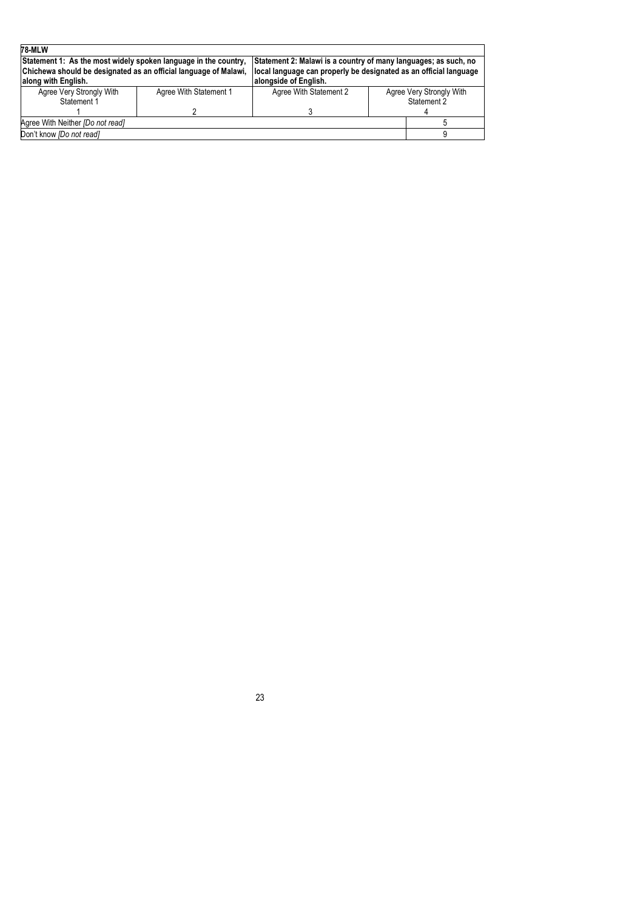| **78-MLW** | | | | |
|---|---|---|---|---|
| **Statement 1: As the most widely spoken language in the country, Chichewa should be designated as an official language of Malawi, along with English.** | | **Statement 2: Malawi is a country of many languages; as such, no local language can properly be designated as an official language alongside of English.** | | |
| Agree Very Strongly With Statement 1 | Agree With Statement 1 | Agree With Statement 2 | Agree Very Strongly With Statement 2 | |
| 1 | 2 | 3 | 4 | |
| Agree With Neither *[Do not read]* | | | | 5 |
| Don't know *[Do not read]* | | | | 9 |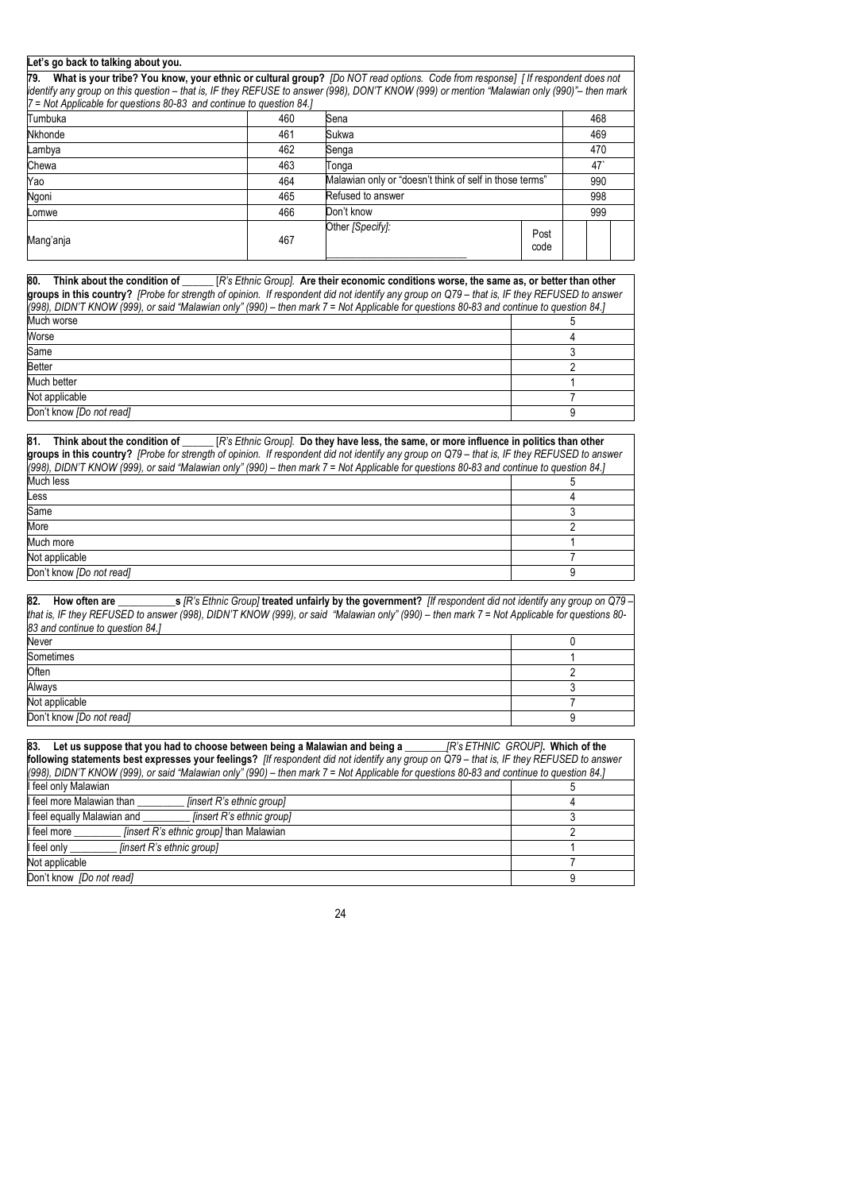**Let's go back to talking about you.**

**79. What is your tribe? You know, your ethnic or cultural group?** *[Do NOT read options. Code from response] [ If respondent does not identify any group on this question – that is, IF they REFUSE to answer (998), DON'T KNOW (999) or mention "Malawian only (990)"– then mark 7 = Not Applicable for questions 80-83 and continue to question 84.]*

| | | | | |
|---|---|---|---|---|
| Tumbuka | 460 | Sena | | 468 |
| Nkhonde | 461 | Sukwa | | 469 |
| Lambya | 462 | Senga | | 470 |
| Chewa | 463 | Tonga | | 47` |
| Yao | 464 | Malawian only or "doesn't think of self in those terms" | | 990 |
| Ngoni | 465 | Refused to answer | | 998 |
| Lomwe | 466 | Don't know | | 999 |
| Mang'anja | 467 | Other *[Specify]:* ___________________________ | Post code | |

**80. Think about the condition of ______** [*R's Ethnic Group]*. **Are their economic conditions worse, the same as, or better than other groups in this country?** *[Probe for strength of opinion. If respondent did not identify any group on Q79 – that is, IF they REFUSED to answer (998), DIDN'T KNOW (999), or said "Malawian only" (990) – then mark 7 = Not Applicable for questions 80-83 and continue to question 84.]*

| | |
|---|---|
| Much worse | 5 |
| Worse | 4 |
| Same | 3 |
| Better | 2 |
| Much better | 1 |
| Not applicable | 7 |
| Don't know *[Do not read]* | 9 |

**81. Think about the condition of ______** [*R's Ethnic Group]*. **Do they have less, the same, or more influence in politics than other groups in this country?** *[Probe for strength of opinion. If respondent did not identify any group on Q79 – that is, IF they REFUSED to answer (998), DIDN'T KNOW (999), or said "Malawian only" (990) – then mark 7 = Not Applicable for questions 80-83 and continue to question 84.]*

| | |
|---|---|
| Much less | 5 |
| Less | 4 |
| Same | 3 |
| More | 2 |
| Much more | 1 |
| Not applicable | 7 |
| Don't know *[Do not read]* | 9 |

**82. How often are ___________s** *[R's Ethnic Group]* **treated unfairly by the government?** *[If respondent did not identify any group on Q79 – that is, IF they REFUSED to answer (998), DIDN'T KNOW (999), or said "Malawian only" (990) – then mark 7 = Not Applicable for questions 80-83 and continue to question 84.]*

| | |
|---|---|
| Never | 0 |
| Sometimes | 1 |
| Often | 2 |
| Always | 3 |
| Not applicable | 7 |
| Don't know *[Do not read]* | 9 |

**83. Let us suppose that you had to choose between being a Malawian and being a ________***[R's ETHNIC GROUP]***. Which of the following statements best expresses your feelings?** *[If respondent did not identify any group on Q79 – that is, IF they REFUSED to answer (998), DIDN'T KNOW (999), or said "Malawian only" (990) – then mark 7 = Not Applicable for questions 80-83 and continue to question 84.]*

| | |
|---|---|
| I feel only Malawian | 5 |
| I feel more Malawian than _________ *[insert R's ethnic group]* | 4 |
| I feel equally Malawian and _________ *[insert R's ethnic group]* | 3 |
| I feel more _________ *[insert R's ethnic group]* than Malawian | 2 |
| I feel only _________ *[insert R's ethnic group]* | 1 |
| Not applicable | 7 |
| Don't know *[Do not read]* | 9 |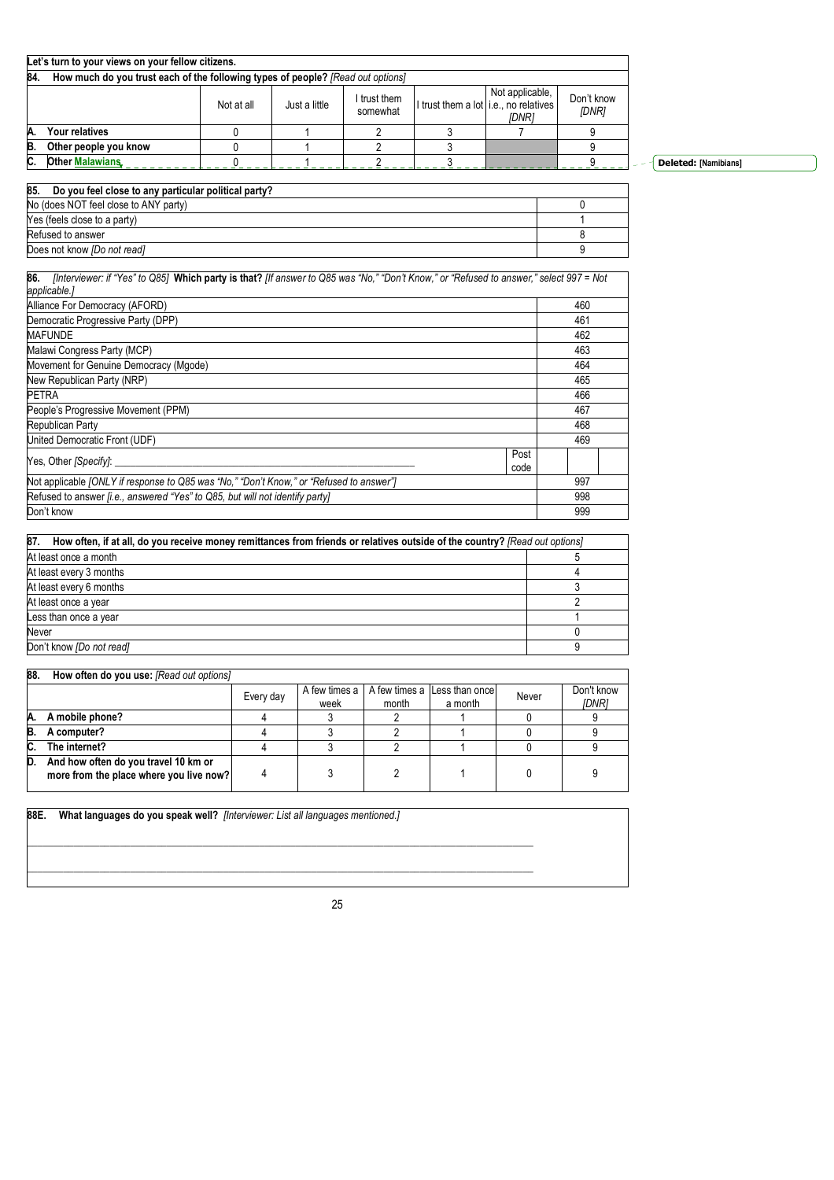**Let's turn to your views on your fellow citizens.**

**84. How much do you trust each of the following types of people?** *[Read out options]*

| | Not at all | Just a little | I trust them somewhat | I trust them a lot | Not applicable, i.e., no relatives *[DNR]* | Don't know *[DNR]* |
|---|---|---|---|---|---|---|
| **A. Your relatives** | 0 | 1 | 2 | 3 | 7 | 9 |
| **B. Other people you know** | 0 | 1 | 2 | 3 | | 9 |
| **C. Other Malawians** | 0 | 1 | 2 | 3 | | 9 |

Deleted: [Namibians]

| **85. Do you feel close to any particular political party?** | |
|---|---|
| No (does NOT feel close to ANY party) | 0 |
| Yes (feels close to a party) | 1 |
| Refused to answer | 8 |
| Does not know *[Do not read]* | 9 |

| **86.** *[Interviewer: if "Yes" to Q85]* **Which party is that?** *[If answer to Q85 was "No," "Don't Know," or "Refused to answer," select 997 = Not applicable.]* | |
|---|---|
| Alliance For Democracy (AFORD) | 460 |
| Democratic Progressive Party (DPP) | 461 |
| MAFUNDE | 462 |
| Malawi Congress Party (MCP) | 463 |
| Movement for Genuine Democracy (Mgode) | 464 |
| New Republican Party (NRP) | 465 |
| PETRA | 466 |
| People's Progressive Movement (PPM) | 467 |
| Republican Party | 468 |
| United Democratic Front (UDF) | 469 |
| Yes, Other *[Specify]*: ____________ Post code | |
| Not applicable *[ONLY if response to Q85 was "No," "Don't Know," or "Refused to answer"]* | 997 |
| Refused to answer *[i.e., answered "Yes" to Q85, but will not identify party]* | 998 |
| Don't know | 999 |

| **87. How often, if at all, do you receive money remittances from friends or relatives outside of the country?** *[Read out options]* | |
|---|---|
| At least once a month | 5 |
| At least every 3 months | 4 |
| At least every 6 months | 3 |
| At least once a year | 2 |
| Less than once a year | 1 |
| Never | 0 |
| Don't know *[Do not read]* | 9 |

**88. How often do you use:** *[Read out options]*

| | Every day | A few times a week | A few times a month | Less than once a month | Never | Don't know *[DNR]* |
|---|---|---|---|---|---|---|
| **A. A mobile phone?** | 4 | 3 | 2 | 1 | 0 | 9 |
| **B. A computer?** | 4 | 3 | 2 | 1 | 0 | 9 |
| **C. The internet?** | 4 | 3 | 2 | 1 | 0 | 9 |
| **D. And how often do you travel 10 km or more from the place where you live now?** | 4 | 3 | 2 | 1 | 0 | 9 |

**88E. What languages do you speak well?** *[Interviewer: List all languages mentioned.]*

_______________________________________________

_______________________________________________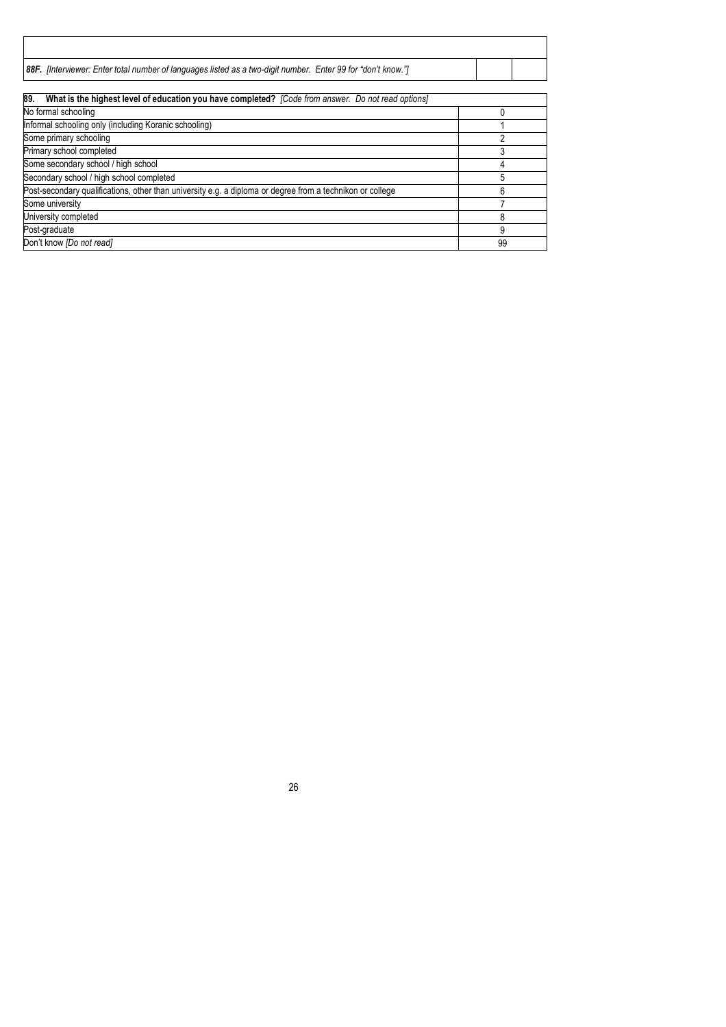| | | |
|---|---|---|
| | | |
| ***88F.** [Interviewer: Enter total number of languages listed as a two-digit number. Enter 99 for "don't know."]* | | |

| **89. What is the highest level of education you have completed?** *[Code from answer. Do not read options]* | |
|---|---|
| No formal schooling | 0 |
| Informal schooling only (including Koranic schooling) | 1 |
| Some primary schooling | 2 |
| Primary school completed | 3 |
| Some secondary school / high school | 4 |
| Secondary school / high school completed | 5 |
| Post-secondary qualifications, other than university e.g. a diploma or degree from a technikon or college | 6 |
| Some university | 7 |
| University completed | 8 |
| Post-graduate | 9 |
| Don't know *[Do not read]* | 99 |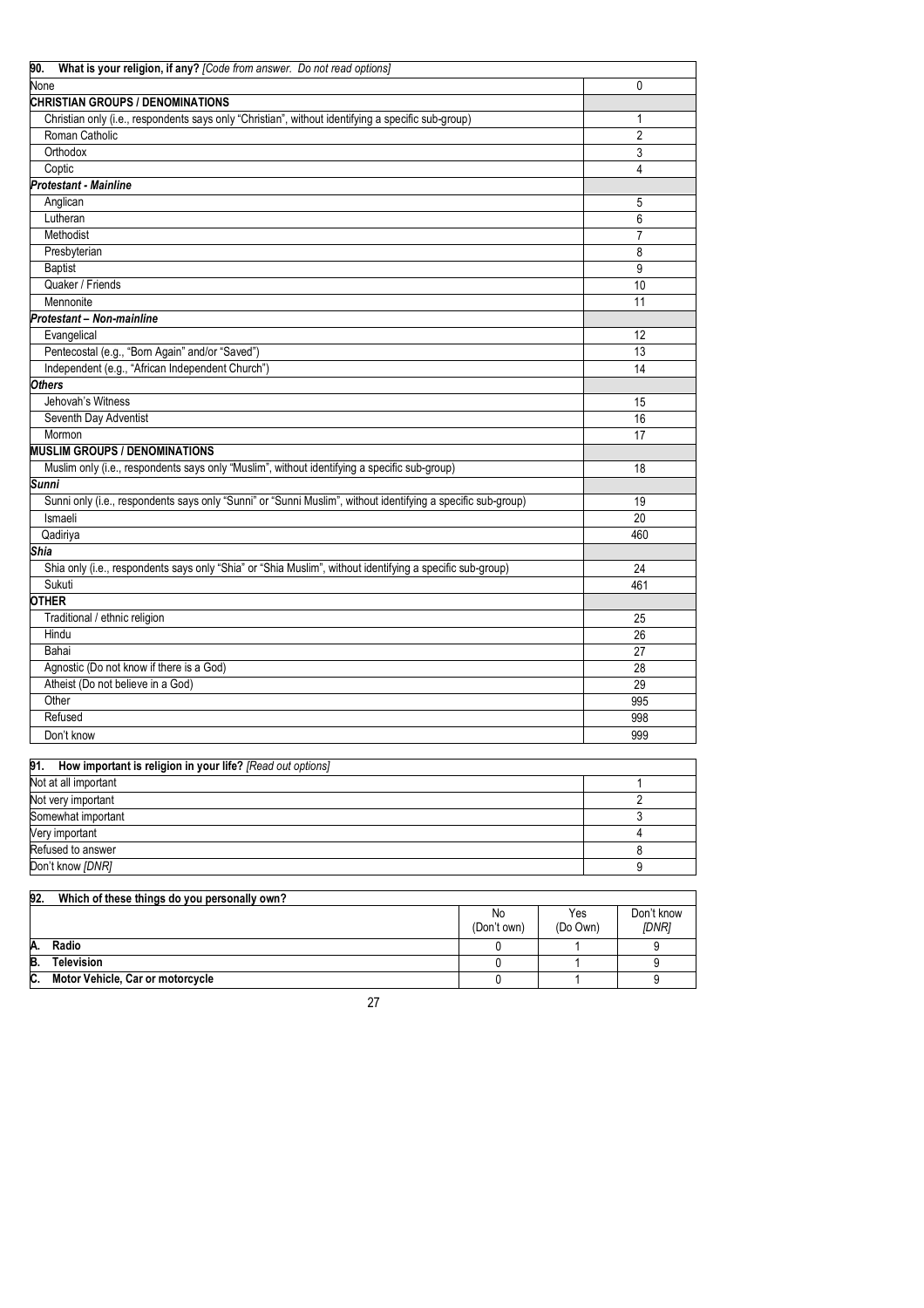| 90. What is your religion, if any? *[Code from answer. Do not read options]* | |
|---|---|
| None | 0 |
| **CHRISTIAN GROUPS / DENOMINATIONS** | |
| Christian only (i.e., respondents says only "Christian", without identifying a specific sub-group) | 1 |
| Roman Catholic | 2 |
| Orthodox | 3 |
| Coptic | 4 |
| ***Protestant - Mainline*** | |
| Anglican | 5 |
| Lutheran | 6 |
| Methodist | 7 |
| Presbyterian | 8 |
| Baptist | 9 |
| Quaker / Friends | 10 |
| Mennonite | 11 |
| ***Protestant – Non-mainline*** | |
| Evangelical | 12 |
| Pentecostal (e.g., "Born Again" and/or "Saved") | 13 |
| Independent (e.g., "African Independent Church") | 14 |
| ***Others*** | |
| Jehovah's Witness | 15 |
| Seventh Day Adventist | 16 |
| Mormon | 17 |
| **MUSLIM GROUPS / DENOMINATIONS** | |
| Muslim only (i.e., respondents says only "Muslim", without identifying a specific sub-group) | 18 |
| ***Sunni*** | |
| Sunni only (i.e., respondents says only "Sunni" or "Sunni Muslim", without identifying a specific sub-group) | 19 |
| Ismaeli | 20 |
| Qadiriya | 460 |
| ***Shia*** | |
| Shia only (i.e., respondents says only "Shia" or "Shia Muslim", without identifying a specific sub-group) | 24 |
| Sukuti | 461 |
| **OTHER** | |
| Traditional / ethnic religion | 25 |
| Hindu | 26 |
| Bahai | 27 |
| Agnostic (Do not know if there is a God) | 28 |
| Atheist (Do not believe in a God) | 29 |
| Other | 995 |
| Refused | 998 |
| Don't know | 999 |

| 91. How important is religion in your life? *[Read out options]* | |
|---|---|
| Not at all important | 1 |
| Not very important | 2 |
| Somewhat important | 3 |
| Very important | 4 |
| Refused to answer | 8 |
| Don't know *[DNR]* | 9 |

| 92. Which of these things do you personally own? | No (Don't own) | Yes (Do Own) | Don't know *[DNR]* |
|---|---|---|---|
| **A. Radio** | 0 | 1 | 9 |
| **B. Television** | 0 | 1 | 9 |
| **C. Motor Vehicle, Car or motorcycle** | 0 | 1 | 9 |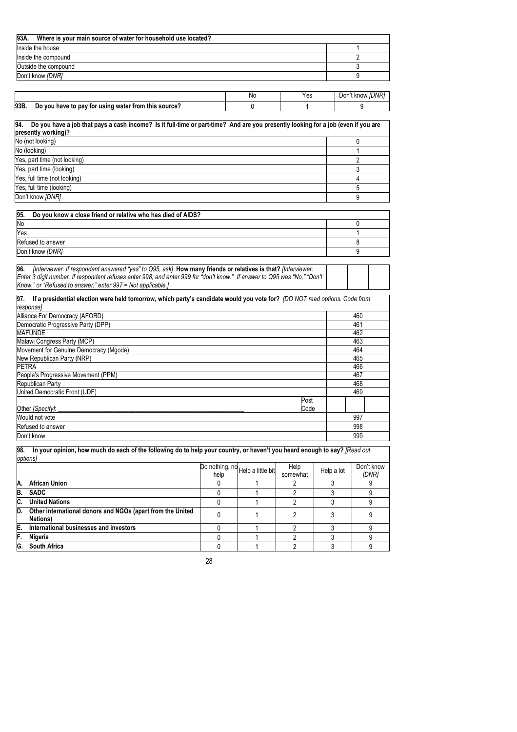| **93A. Where is your main source of water for household use located?** | |
|---|---|
| Inside the house | 1 |
| Inside the compound | 2 |
| Outside the compound | 3 |
| Don't know *[DNR]* | 9 |

| | No | Yes | Don't know *[DNR]* |
|---|---|---|---|
| **93B. Do you have to pay for using water from this source?** | 0 | 1 | 9 |

| **94. Do you have a job that pays a cash income? Is it full-time or part-time? And are you presently looking for a job (even if you are presently working)?** | |
|---|---|
| No (not looking) | 0 |
| No (looking) | 1 |
| Yes, part time (not looking) | 2 |
| Yes, part time (looking) | 3 |
| Yes, full time (not looking) | 4 |
| Yes, full time (looking) | 5 |
| Don't know *[DNR]* | 9 |

| **95. Do you know a close friend or relative who has died of AIDS?** | |
|---|---|
| No | 0 |
| Yes | 1 |
| Refused to answer | 8 |
| Don't know *[DNR]* | 9 |

| **96.** *[Interviewer: If respondent answered "yes" to Q95, ask]* **How many friends or relatives is that?** *[Interviewer: Enter 3 digit number. If respondent refuses enter 998, and enter 999 for "don't know." If answer to Q95 was "No," "Don't Know," or "Refused to answer," enter 997 = Not applicable.]* | | | |
|---|---|---|---|

| **97. If a presidential election were held tomorrow, which party's candidate would you vote for?** *[DO NOT read options. Code from response]* | | |
|---|---|---|
| Alliance For Democracy (AFORD) | | 460 |
| Democratic Progressive Party (DPP) | | 461 |
| MAFUNDE | | 462 |
| Malawi Congress Party (MCP) | | 463 |
| Movement for Genuine Democracy (Mgode) | | 464 |
| New Republican Party (NRP) | | 465 |
| PETRA | | 466 |
| People's Progressive Movement (PPM) | | 467 |
| Republican Party | | 468 |
| United Democratic Front (UDF) | | 469 |
| Other *[Specify]*: ______________________________ | Post Code | |
| Would not vote | | 997 |
| Refused to answer | | 998 |
| Don't know | | 999 |

**98. In your opinion, how much do each of the following do to help your country, or haven't you heard enough to say?** *[Read out options]*

| | Do nothing, no help | Help a little bit | Help somewhat | Help a lot | Don't know *[DNR]* |
|---|---|---|---|---|---|
| **A. African Union** | 0 | 1 | 2 | 3 | 9 |
| **B. SADC** | 0 | 1 | 2 | 3 | 9 |
| **C. United Nations** | 0 | 1 | 2 | 3 | 9 |
| **D. Other international donors and NGOs (apart from the United Nations)** | 0 | 1 | 2 | 3 | 9 |
| **E. International businesses and investors** | 0 | 1 | 2 | 3 | 9 |
| **F. Nigeria** | 0 | 1 | 2 | 3 | 9 |
| **G. South Africa** | 0 | 1 | 2 | 3 | 9 |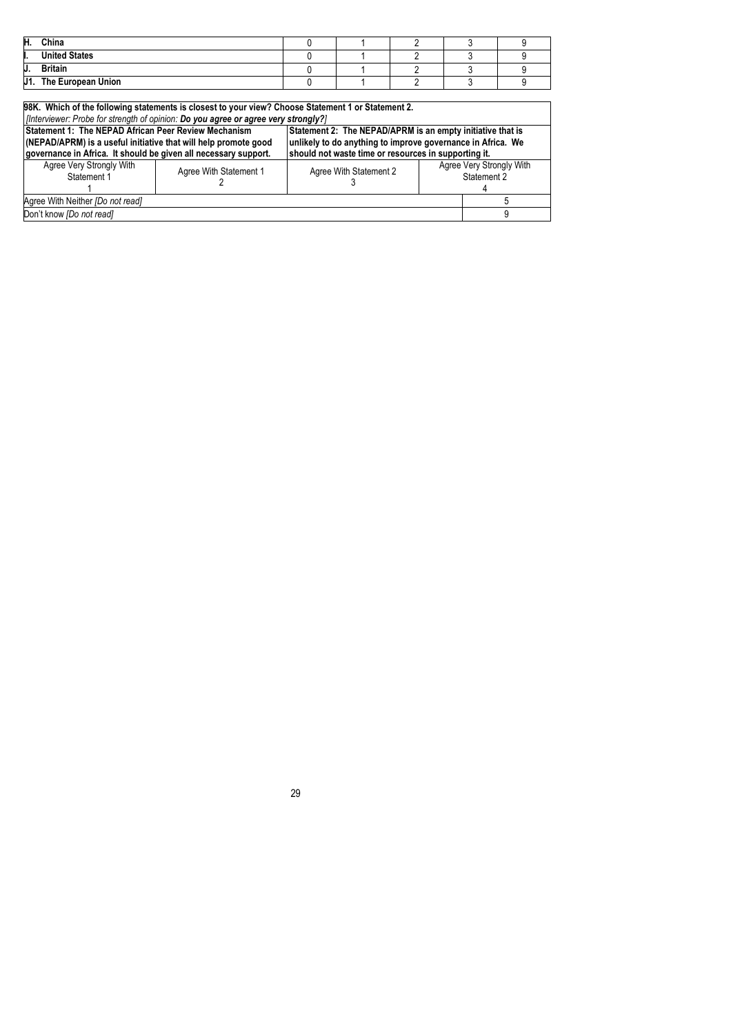| | | | | | |
|---|---|---|---|---|---|
| **H. China** | 0 | 1 | 2 | 3 | 9 |
| **I. United States** | 0 | 1 | 2 | 3 | 9 |
| **J. Britain** | 0 | 1 | 2 | 3 | 9 |
| **J1. The European Union** | 0 | 1 | 2 | 3 | 9 |

**98K. Which of the following statements is closest to your view? Choose Statement 1 or Statement 2.**
*[Interviewer: Probe for strength of opinion:* ***Do you agree or agree very strongly?****]*

| **Statement 1: The NEPAD African Peer Review Mechanism (NEPAD/APRM) is a useful initiative that will help promote good governance in Africa. It should be given all necessary support.** | | **Statement 2: The NEPAD/APRM is an empty initiative that is unlikely to do anything to improve governance in Africa. We should not waste time or resources in supporting it.** | |
|---|---|---|---|
| Agree Very Strongly With Statement 1<br>1 | Agree With Statement 1<br>2 | Agree With Statement 2<br>3 | Agree Very Strongly With Statement 2<br>4 |
| Agree With Neither *[Do not read]* | | | 5 |
| Don't know *[Do not read]* | | | 9 |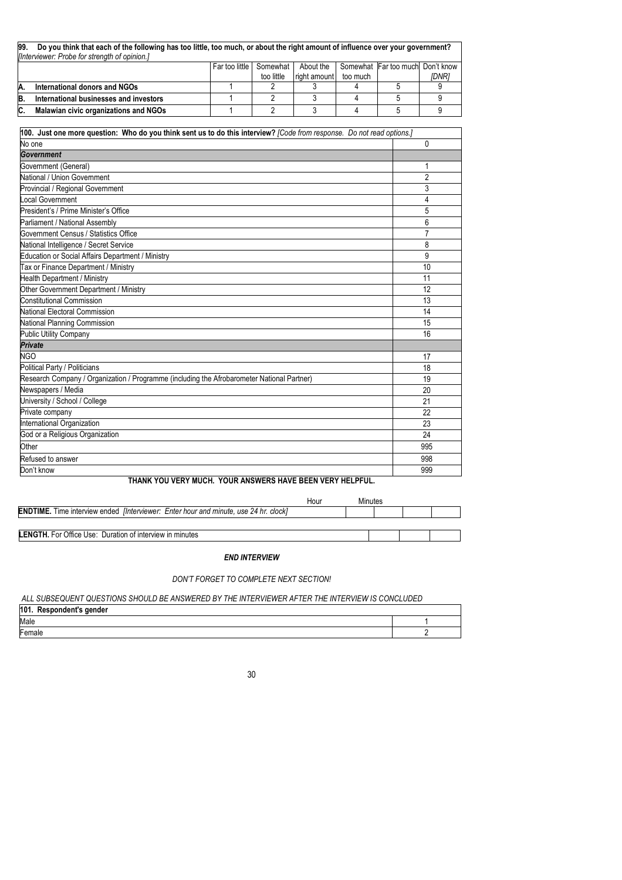| **99. Do you think that each of the following has too little, too much, or about the right amount of influence over your government?** *[Interviewer: Probe for strength of opinion.]* | Far too little | Somewhat too little | About the right amount | Somewhat too much | Far too much | Don't know *[DNR]* |
|---|---|---|---|---|---|---|
| **A. International donors and NGOs** | 1 | 2 | 3 | 4 | 5 | 9 |
| **B. International businesses and investors** | 1 | 2 | 3 | 4 | 5 | 9 |
| **C. Malawian civic organizations and NGOs** | 1 | 2 | 3 | 4 | 5 | 9 |

| **100. Just one more question: Who do you think sent us to do this interview?** *[Code from response. Do not read options.]* | |
|---|---|
| No one | 0 |
| ***Government*** | |
| Government (General) | 1 |
| National / Union Government | 2 |
| Provincial / Regional Government | 3 |
| Local Government | 4 |
| President's / Prime Minister's Office | 5 |
| Parliament / National Assembly | 6 |
| Government Census / Statistics Office | 7 |
| National Intelligence / Secret Service | 8 |
| Education or Social Affairs Department / Ministry | 9 |
| Tax or Finance Department / Ministry | 10 |
| Health Department / Ministry | 11 |
| Other Government Department / Ministry | 12 |
| Constitutional Commission | 13 |
| National Electoral Commission | 14 |
| National Planning Commission | 15 |
| Public Utility Company | 16 |
| ***Private*** | |
| NGO | 17 |
| Political Party / Politicians | 18 |
| Research Company / Organization / Programme (including the Afrobarometer National Partner) | 19 |
| Newspapers / Media | 20 |
| University / School / College | 21 |
| Private company | 22 |
| International Organization | 23 |
| God or a Religious Organization | 24 |
| Other | 995 |
| Refused to answer | 998 |
| Don't know | 999 |

**THANK YOU VERY MUCH. YOUR ANSWERS HAVE BEEN VERY HELPFUL.**

| | Hour | | Minutes | |
|---|---|---|---|---|
| **ENDTIME.** Time interview ended *[Interviewer: Enter hour and minute, use 24 hr. clock]* | | | | |

| | | | |
|---|---|---|---|
| **LENGTH.** For Office Use: Duration of interview in minutes | | | |

***END INTERVIEW***

*DON'T FORGET TO COMPLETE NEXT SECTION!*

*ALL SUBSEQUENT QUESTIONS SHOULD BE ANSWERED BY THE INTERVIEWER AFTER THE INTERVIEW IS CONCLUDED*

| **101. Respondent's gender** | |
|---|---|
| Male | 1 |
| Female | 2 |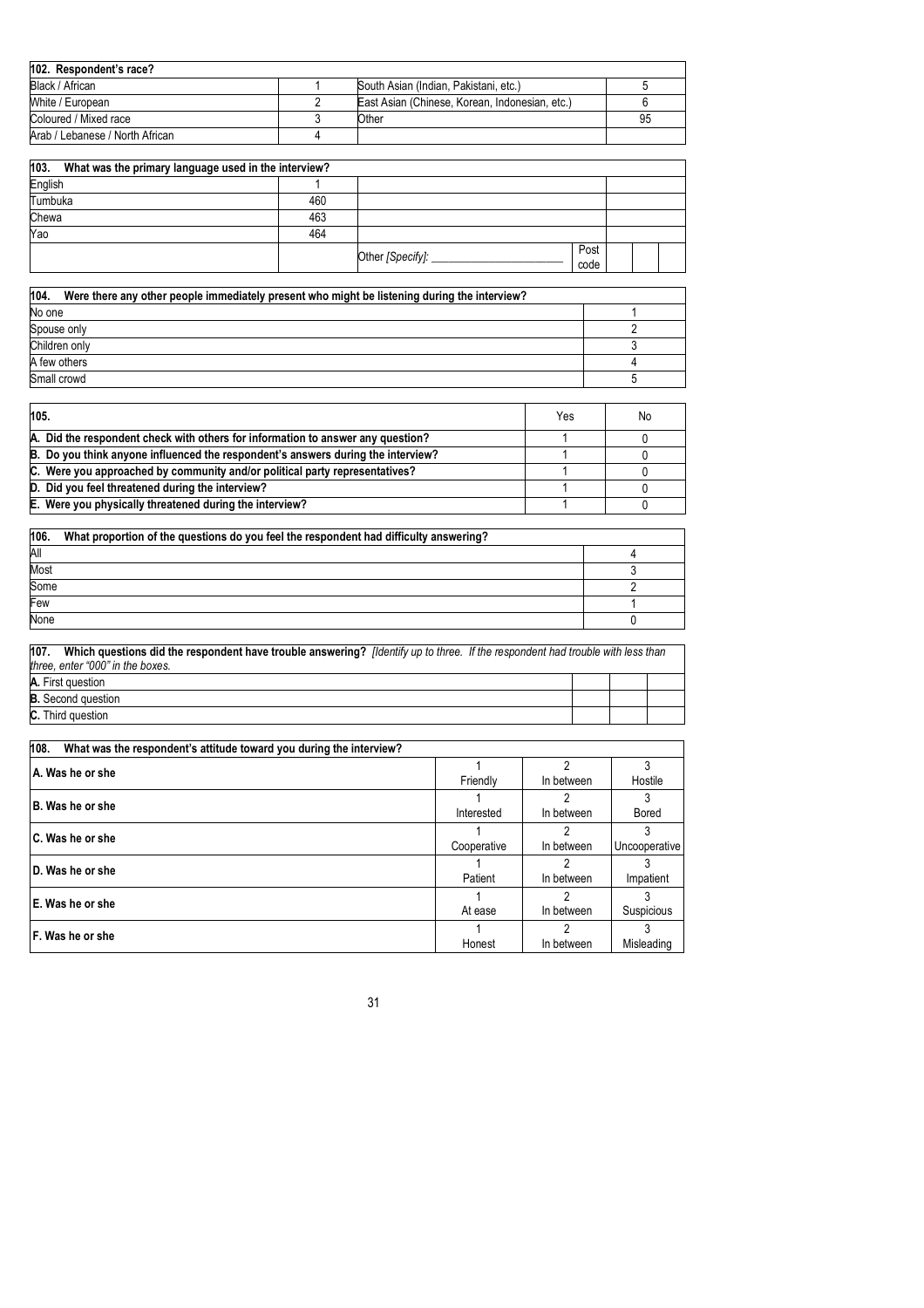| **102. Respondent's race?** | | | |
|---|---|---|---|
| Black / African | 1 | South Asian (Indian, Pakistani, etc.) | 5 |
| White / European | 2 | East Asian (Chinese, Korean, Indonesian, etc.) | 6 |
| Coloured / Mixed race | 3 | Other | 95 |
| Arab / Lebanese / North African | 4 | | |

| **103. What was the primary language used in the interview?** | | | |
|---|---|---|---|
| English | 1 | | |
| Tumbuka | 460 | | |
| Chewa | 463 | | |
| Yao | 464 | | |
| | | Other *[Specify]:* ____________________ | Post code |

| **104. Were there any other people immediately present who might be listening during the interview?** | |
|---|---|
| No one | 1 |
| Spouse only | 2 |
| Children only | 3 |
| A few others | 4 |
| Small crowd | 5 |

| **105.** | Yes | No |
|---|---|---|
| **A. Did the respondent check with others for information to answer any question?** | 1 | 0 |
| **B. Do you think anyone influenced the respondent's answers during the interview?** | 1 | 0 |
| **C. Were you approached by community and/or political party representatives?** | 1 | 0 |
| **D. Did you feel threatened during the interview?** | 1 | 0 |
| **E. Were you physically threatened during the interview?** | 1 | 0 |

| **106. What proportion of the questions do you feel the respondent had difficulty answering?** | |
|---|---|
| All | 4 |
| Most | 3 |
| Some | 2 |
| Few | 1 |
| None | 0 |

| **107. Which questions did the respondent have trouble answering?** *[Identify up to three. If the respondent had trouble with less than three, enter "000" in the boxes.* | | | |
|---|---|---|---|
| **A.** First question | | | |
| **B.** Second question | | | |
| **C.** Third question | | | |

| **108. What was the respondent's attitude toward you during the interview?** | | | |
|---|---|---|---|
| **A. Was he or she** | 1 Friendly | 2 In between | 3 Hostile |
| **B. Was he or she** | 1 Interested | 2 In between | 3 Bored |
| **C. Was he or she** | 1 Cooperative | 2 In between | 3 Uncooperative |
| **D. Was he or she** | 1 Patient | 2 In between | 3 Impatient |
| **E. Was he or she** | 1 At ease | 2 In between | 3 Suspicious |
| **F. Was he or she** | 1 Honest | 2 In between | 3 Misleading |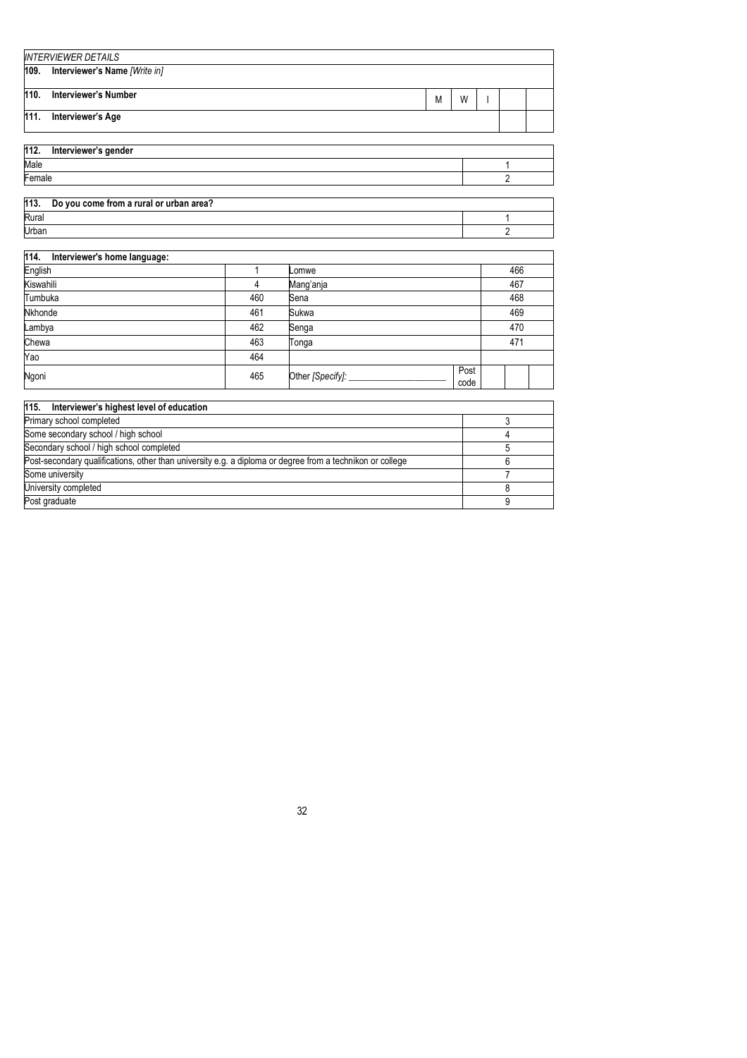*INTERVIEWER DETAILS*

| | | | | | |
|---|---|---|---|---|---|
| **109. Interviewer's Name** *[Write in]* | | | | | |
| **110. Interviewer's Number** | M | W | I | | |
| **111. Interviewer's Age** | | | | | |

| **112. Interviewer's gender** | |
|---|---|
| Male | 1 |
| Female | 2 |

| **113. Do you come from a rural or urban area?** | |
|---|---|
| Rural | 1 |
| Urban | 2 |

| **114. Interviewer's home language:** | | | | |
|---|---|---|---|---|
| English | 1 | Lomwe | | 466 |
| Kiswahili | 4 | Mang'anja | | 467 |
| Tumbuka | 460 | Sena | | 468 |
| Nkhonde | 461 | Sukwa | | 469 |
| Lambya | 462 | Senga | | 470 |
| Chewa | 463 | Tonga | | 471 |
| Yao | 464 | | | |
| Ngoni | 465 | Other *[Specify]*: ___________________ | Post code | |

| **115. Interviewer's highest level of education** | |
|---|---|
| Primary school completed | 3 |
| Some secondary school / high school | 4 |
| Secondary school / high school completed | 5 |
| Post-secondary qualifications, other than university e.g. a diploma or degree from a technikon or college | 6 |
| Some university | 7 |
| University completed | 8 |
| Post graduate | 9 |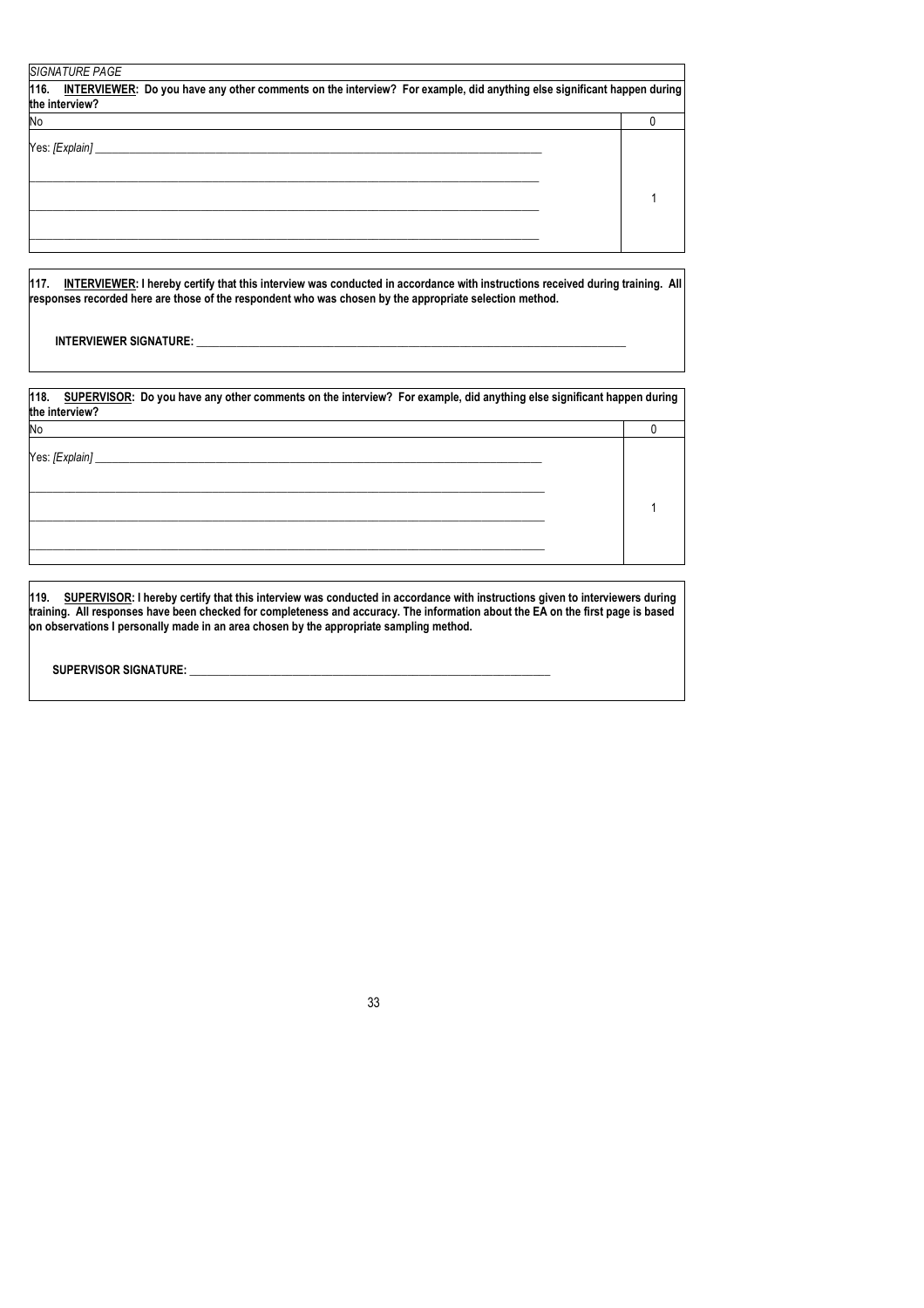*SIGNATURE PAGE*

| **116. <u>INTERVIEWER</u>: Do you have any other comments on the interview? For example, did anything else significant happen during the interview?** | |
|---|---|
| No | 0 |
| Yes: *[Explain]* ______________________________________________________________________________<br>______________________________________________________________________________<br>______________________________________________________________________________<br>______________________________________________________________________________ | 1 |

**117. <u>INTERVIEWER</u>: I hereby certify that this interview was conducted in accordance with instructions received during training. All responses recorded here are those of the respondent who was chosen by the appropriate selection method.**

**INTERVIEWER SIGNATURE:** ______________________________________________________________________________

| **118. <u>SUPERVISOR</u>: Do you have any other comments on the interview? For example, did anything else significant happen during the interview?** | |
|---|---|
| No | 0 |
| Yes: *[Explain]* ______________________________________________________________________________<br>______________________________________________________________________________<br>______________________________________________________________________________<br>______________________________________________________________________________ | 1 |

**119. <u>SUPERVISOR</u>: I hereby certify that this interview was conducted in accordance with instructions given to interviewers during training. All responses have been checked for completeness and accuracy. The information about the EA on the first page is based on observations I personally made in an area chosen by the appropriate sampling method.**

**SUPERVISOR SIGNATURE:** ______________________________________________________________________________